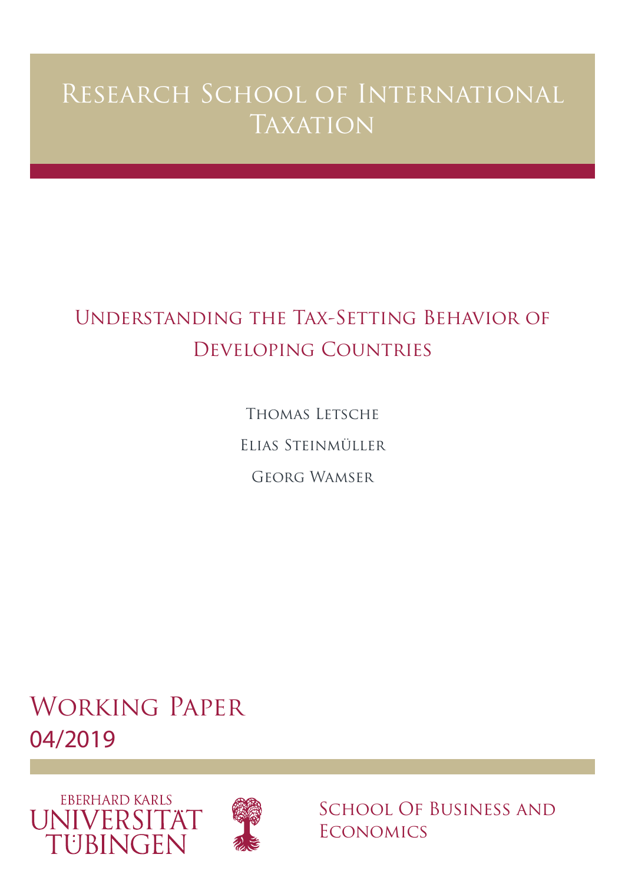# Research School of International Taxation

## Understanding the Tax-Setting Behavior of Developing Countries

Thomas Letsche

Elias Steinmüller

Georg Wamser

Working Paper

04/2019

Eberhard Karls Universität Tübingen

School Of Business and Economics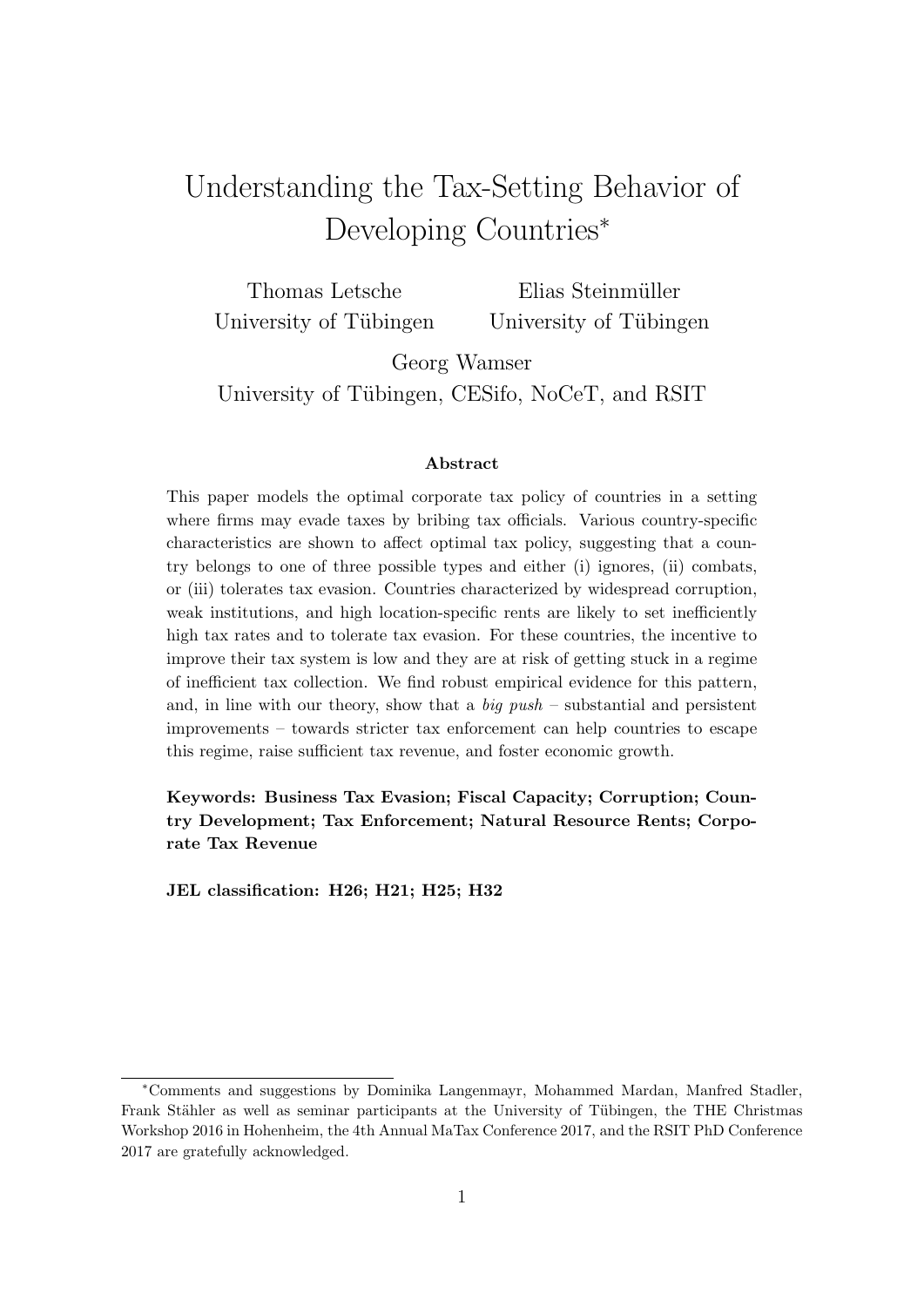# Understanding the Tax-Setting Behavior of Developing Countries[*]

Thomas Letsche
University of Tübingen

Elias Steinmüller
University of Tübingen

Georg Wamser
University of Tübingen, CESifo, NoCeT, and RSIT

**Abstract**

This paper models the optimal corporate tax policy of countries in a setting where firms may evade taxes by bribing tax officials. Various country-specific characteristics are shown to affect optimal tax policy, suggesting that a country belongs to one of three possible types and either (i) ignores, (ii) combats, or (iii) tolerates tax evasion. Countries characterized by widespread corruption, weak institutions, and high location-specific rents are likely to set inefficiently high tax rates and to tolerate tax evasion. For these countries, the incentive to improve their tax system is low and they are at risk of getting stuck in a regime of inefficient tax collection. We find robust empirical evidence for this pattern, and, in line with our theory, show that a *big push* – substantial and persistent improvements – towards stricter tax enforcement can help countries to escape this regime, raise sufficient tax revenue, and foster economic growth.

**Keywords: Business Tax Evasion; Fiscal Capacity; Corruption; Country Development; Tax Enforcement; Natural Resource Rents; Corporate Tax Revenue**

**JEL classification: H26; H21; H25; H32**

[*]Comments and suggestions by Dominika Langenmayr, Mohammed Mardan, Manfred Stadler, Frank Stähler as well as seminar participants at the University of Tübingen, the THE Christmas Workshop 2016 in Hohenheim, the 4th Annual MaTax Conference 2017, and the RSIT PhD Conference 2017 are gratefully acknowledged.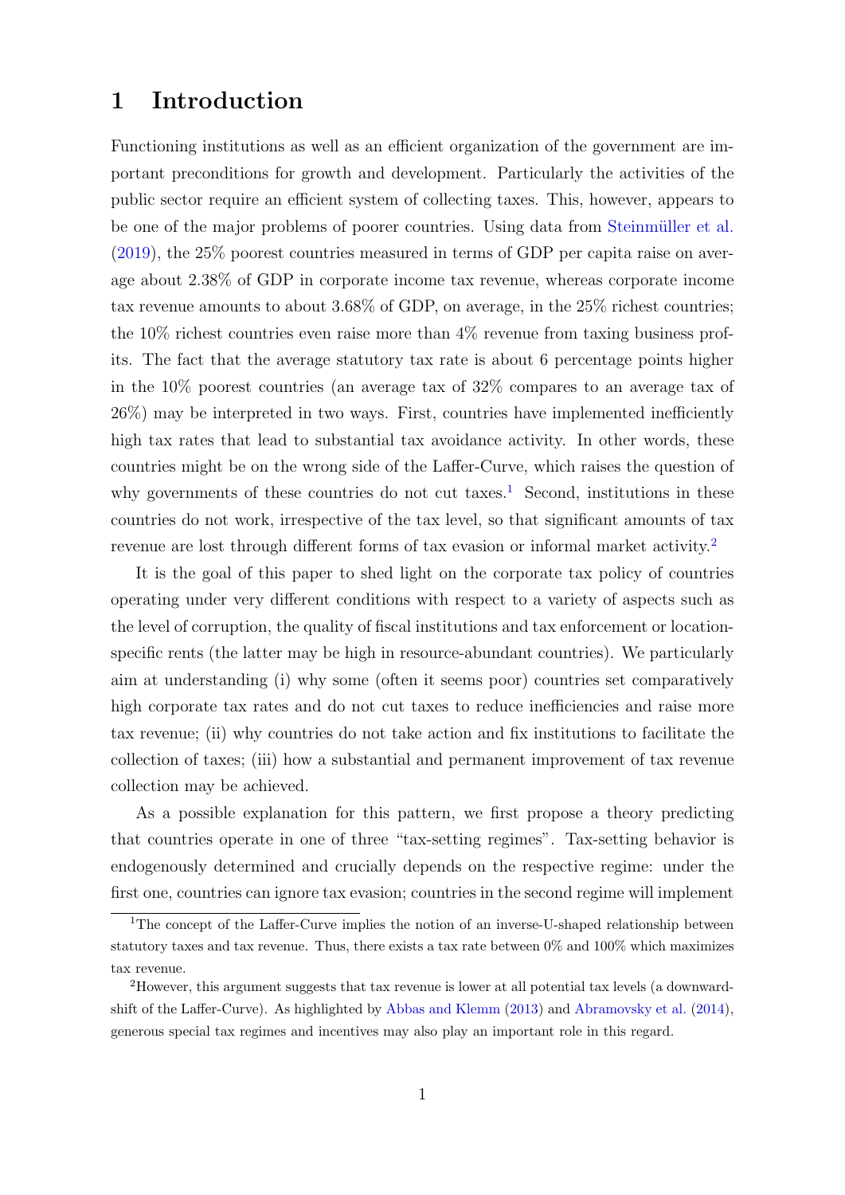# 1 Introduction

Functioning institutions as well as an efficient organization of the government are important preconditions for growth and development. Particularly the activities of the public sector require an efficient system of collecting taxes. This, however, appears to be one of the major problems of poorer countries. Using data from Steinmüller et al. (2019), the 25% poorest countries measured in terms of GDP per capita raise on average about 2.38% of GDP in corporate income tax revenue, whereas corporate income tax revenue amounts to about 3.68% of GDP, on average, in the 25% richest countries; the 10% richest countries even raise more than 4% revenue from taxing business profits. The fact that the average statutory tax rate is about 6 percentage points higher in the 10% poorest countries (an average tax of 32% compares to an average tax of 26%) may be interpreted in two ways. First, countries have implemented inefficiently high tax rates that lead to substantial tax avoidance activity. In other words, these countries might be on the wrong side of the Laffer-Curve, which raises the question of why governments of these countries do not cut taxes.[1] Second, institutions in these countries do not work, irrespective of the tax level, so that significant amounts of tax revenue are lost through different forms of tax evasion or informal market activity.[2]

It is the goal of this paper to shed light on the corporate tax policy of countries operating under very different conditions with respect to a variety of aspects such as the level of corruption, the quality of fiscal institutions and tax enforcement or location-specific rents (the latter may be high in resource-abundant countries). We particularly aim at understanding (i) why some (often it seems poor) countries set comparatively high corporate tax rates and do not cut taxes to reduce inefficiencies and raise more tax revenue; (ii) why countries do not take action and fix institutions to facilitate the collection of taxes; (iii) how a substantial and permanent improvement of tax revenue collection may be achieved.

As a possible explanation for this pattern, we first propose a theory predicting that countries operate in one of three "tax-setting regimes". Tax-setting behavior is endogenously determined and crucially depends on the respective regime: under the first one, countries can ignore tax evasion; countries in the second regime will implement

[1] The concept of the Laffer-Curve implies the notion of an inverse-U-shaped relationship between statutory taxes and tax revenue. Thus, there exists a tax rate between 0% and 100% which maximizes tax revenue.

[2] However, this argument suggests that tax revenue is lower at all potential tax levels (a downward-shift of the Laffer-Curve). As highlighted by Abbas and Klemm (2013) and Abramovsky et al. (2014), generous special tax regimes and incentives may also play an important role in this regard.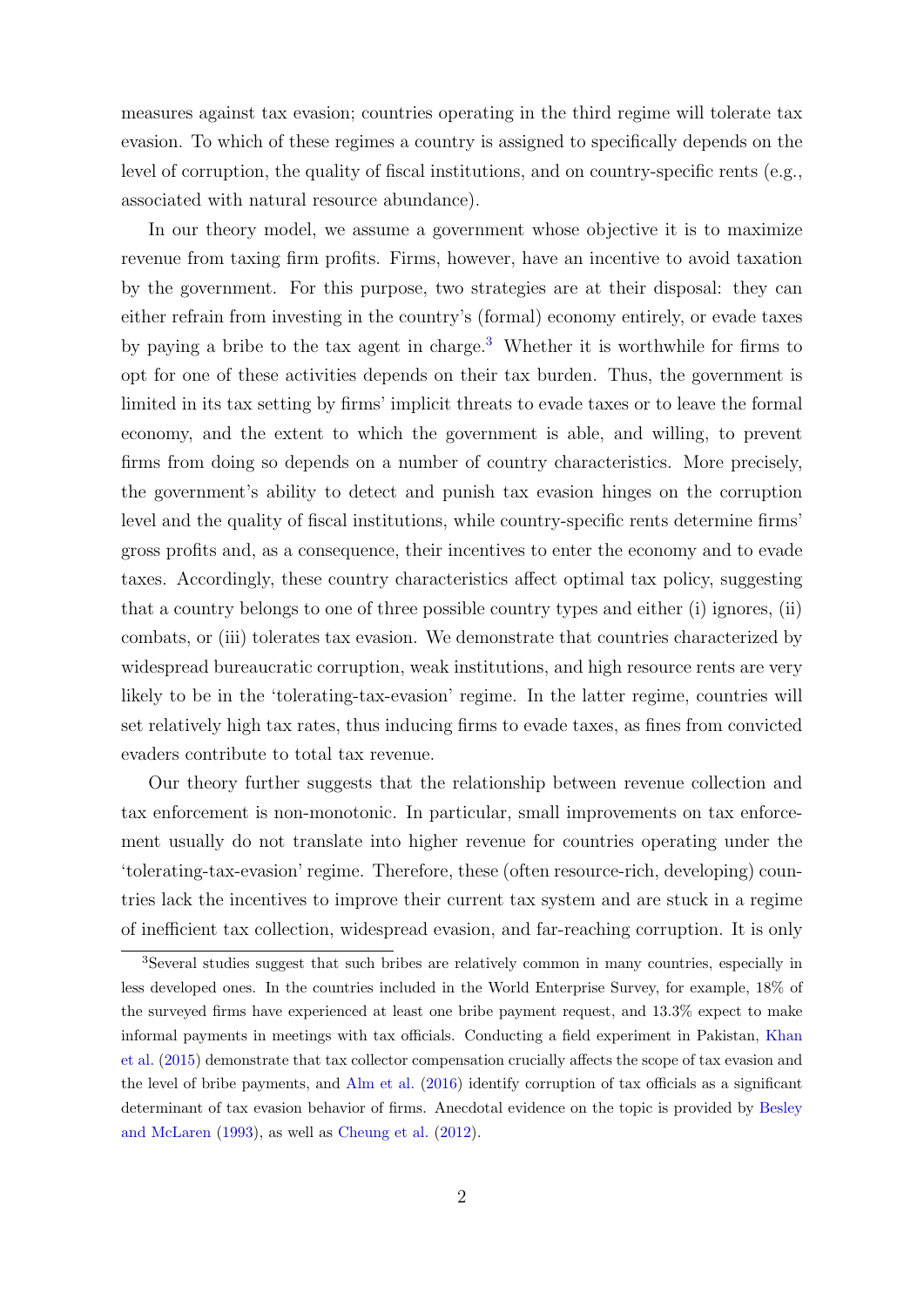measures against tax evasion; countries operating in the third regime will tolerate tax evasion. To which of these regimes a country is assigned to specifically depends on the level of corruption, the quality of fiscal institutions, and on country-specific rents (e.g., associated with natural resource abundance).

In our theory model, we assume a government whose objective it is to maximize revenue from taxing firm profits. Firms, however, have an incentive to avoid taxation by the government. For this purpose, two strategies are at their disposal: they can either refrain from investing in the country's (formal) economy entirely, or evade taxes by paying a bribe to the tax agent in charge.[3] Whether it is worthwhile for firms to opt for one of these activities depends on their tax burden. Thus, the government is limited in its tax setting by firms' implicit threats to evade taxes or to leave the formal economy, and the extent to which the government is able, and willing, to prevent firms from doing so depends on a number of country characteristics. More precisely, the government's ability to detect and punish tax evasion hinges on the corruption level and the quality of fiscal institutions, while country-specific rents determine firms' gross profits and, as a consequence, their incentives to enter the economy and to evade taxes. Accordingly, these country characteristics affect optimal tax policy, suggesting that a country belongs to one of three possible country types and either (i) ignores, (ii) combats, or (iii) tolerates tax evasion. We demonstrate that countries characterized by widespread bureaucratic corruption, weak institutions, and high resource rents are very likely to be in the 'tolerating-tax-evasion' regime. In the latter regime, countries will set relatively high tax rates, thus inducing firms to evade taxes, as fines from convicted evaders contribute to total tax revenue.

Our theory further suggests that the relationship between revenue collection and tax enforcement is non-monotonic. In particular, small improvements on tax enforcement usually do not translate into higher revenue for countries operating under the 'tolerating-tax-evasion' regime. Therefore, these (often resource-rich, developing) countries lack the incentives to improve their current tax system and are stuck in a regime of inefficient tax collection, widespread evasion, and far-reaching corruption. It is only

[3] Several studies suggest that such bribes are relatively common in many countries, especially in less developed ones. In the countries included in the World Enterprise Survey, for example, 18% of the surveyed firms have experienced at least one bribe payment request, and 13.3% expect to make informal payments in meetings with tax officials. Conducting a field experiment in Pakistan, Khan et al. (2015) demonstrate that tax collector compensation crucially affects the scope of tax evasion and the level of bribe payments, and Alm et al. (2016) identify corruption of tax officials as a significant determinant of tax evasion behavior of firms. Anecdotal evidence on the topic is provided by Besley and McLaren (1993), as well as Cheung et al. (2012).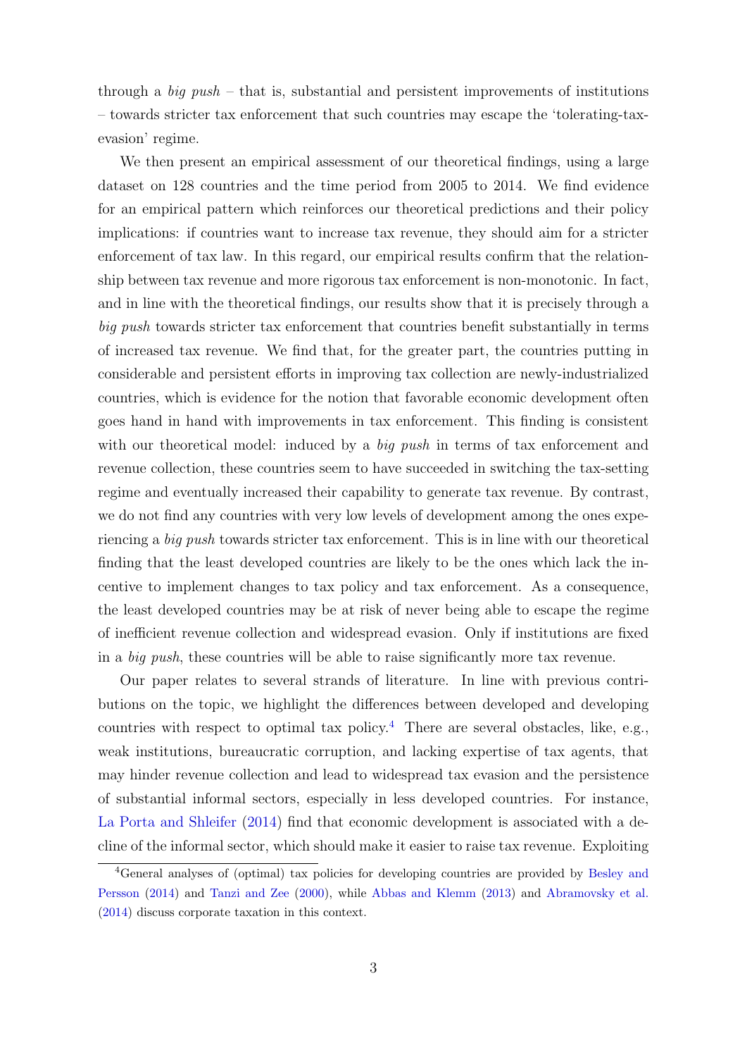through a *big push* – that is, substantial and persistent improvements of institutions – towards stricter tax enforcement that such countries may escape the 'tolerating-tax-evasion' regime.

We then present an empirical assessment of our theoretical findings, using a large dataset on 128 countries and the time period from 2005 to 2014. We find evidence for an empirical pattern which reinforces our theoretical predictions and their policy implications: if countries want to increase tax revenue, they should aim for a stricter enforcement of tax law. In this regard, our empirical results confirm that the relationship between tax revenue and more rigorous tax enforcement is non-monotonic. In fact, and in line with the theoretical findings, our results show that it is precisely through a *big push* towards stricter tax enforcement that countries benefit substantially in terms of increased tax revenue. We find that, for the greater part, the countries putting in considerable and persistent efforts in improving tax collection are newly-industrialized countries, which is evidence for the notion that favorable economic development often goes hand in hand with improvements in tax enforcement. This finding is consistent with our theoretical model: induced by a *big push* in terms of tax enforcement and revenue collection, these countries seem to have succeeded in switching the tax-setting regime and eventually increased their capability to generate tax revenue. By contrast, we do not find any countries with very low levels of development among the ones experiencing a *big push* towards stricter tax enforcement. This is in line with our theoretical finding that the least developed countries are likely to be the ones which lack the incentive to implement changes to tax policy and tax enforcement. As a consequence, the least developed countries may be at risk of never being able to escape the regime of inefficient revenue collection and widespread evasion. Only if institutions are fixed in a *big push*, these countries will be able to raise significantly more tax revenue.

Our paper relates to several strands of literature. In line with previous contributions on the topic, we highlight the differences between developed and developing countries with respect to optimal tax policy.[4] There are several obstacles, like, e.g., weak institutions, bureaucratic corruption, and lacking expertise of tax agents, that may hinder revenue collection and lead to widespread tax evasion and the persistence of substantial informal sectors, especially in less developed countries. For instance, La Porta and Shleifer (2014) find that economic development is associated with a decline of the informal sector, which should make it easier to raise tax revenue. Exploiting

[4] General analyses of (optimal) tax policies for developing countries are provided by Besley and Persson (2014) and Tanzi and Zee (2000), while Abbas and Klemm (2013) and Abramovsky et al. (2014) discuss corporate taxation in this context.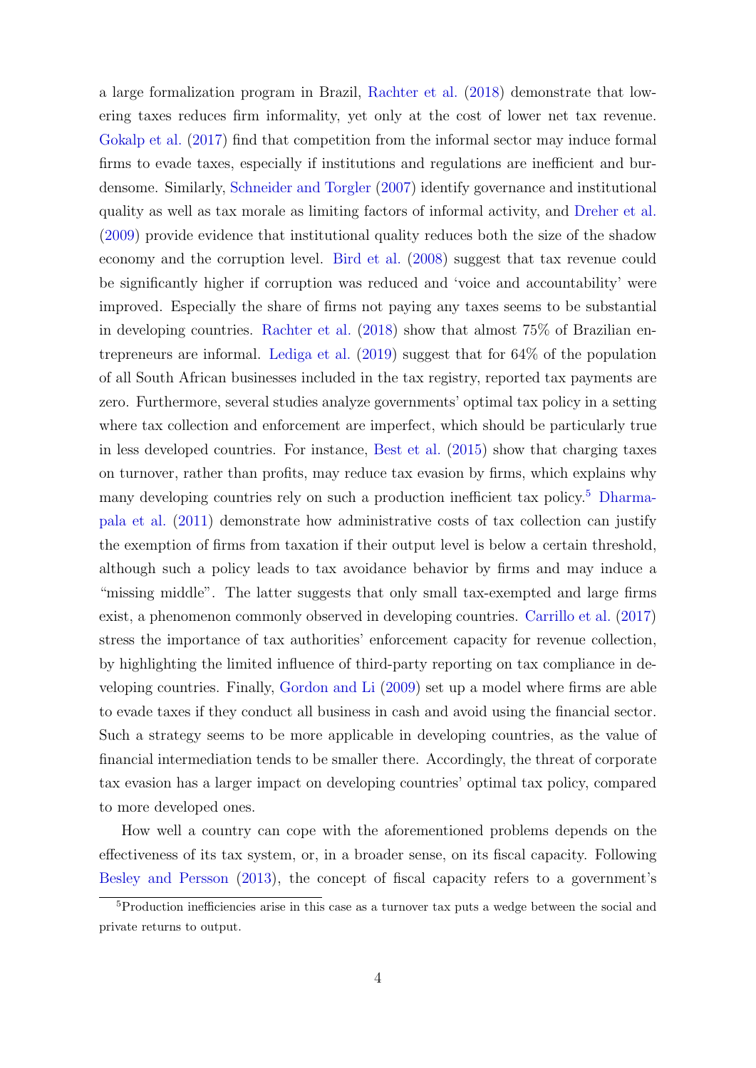a large formalization program in Brazil, Rachter et al. (2018) demonstrate that lowering taxes reduces firm informality, yet only at the cost of lower net tax revenue. Gokalp et al. (2017) find that competition from the informal sector may induce formal firms to evade taxes, especially if institutions and regulations are inefficient and burdensome. Similarly, Schneider and Torgler (2007) identify governance and institutional quality as well as tax morale as limiting factors of informal activity, and Dreher et al. (2009) provide evidence that institutional quality reduces both the size of the shadow economy and the corruption level. Bird et al. (2008) suggest that tax revenue could be significantly higher if corruption was reduced and 'voice and accountability' were improved. Especially the share of firms not paying any taxes seems to be substantial in developing countries. Rachter et al. (2018) show that almost 75% of Brazilian entrepreneurs are informal. Lediga et al. (2019) suggest that for 64% of the population of all South African businesses included in the tax registry, reported tax payments are zero. Furthermore, several studies analyze governments' optimal tax policy in a setting where tax collection and enforcement are imperfect, which should be particularly true in less developed countries. For instance, Best et al. (2015) show that charging taxes on turnover, rather than profits, may reduce tax evasion by firms, which explains why many developing countries rely on such a production inefficient tax policy.[5] Dharmapala et al. (2011) demonstrate how administrative costs of tax collection can justify the exemption of firms from taxation if their output level is below a certain threshold, although such a policy leads to tax avoidance behavior by firms and may induce a "missing middle". The latter suggests that only small tax-exempted and large firms exist, a phenomenon commonly observed in developing countries. Carrillo et al. (2017) stress the importance of tax authorities' enforcement capacity for revenue collection, by highlighting the limited influence of third-party reporting on tax compliance in developing countries. Finally, Gordon and Li (2009) set up a model where firms are able to evade taxes if they conduct all business in cash and avoid using the financial sector. Such a strategy seems to be more applicable in developing countries, as the value of financial intermediation tends to be smaller there. Accordingly, the threat of corporate tax evasion has a larger impact on developing countries' optimal tax policy, compared to more developed ones.

How well a country can cope with the aforementioned problems depends on the effectiveness of its tax system, or, in a broader sense, on its fiscal capacity. Following Besley and Persson (2013), the concept of fiscal capacity refers to a government's

[5] Production inefficiencies arise in this case as a turnover tax puts a wedge between the social and private returns to output.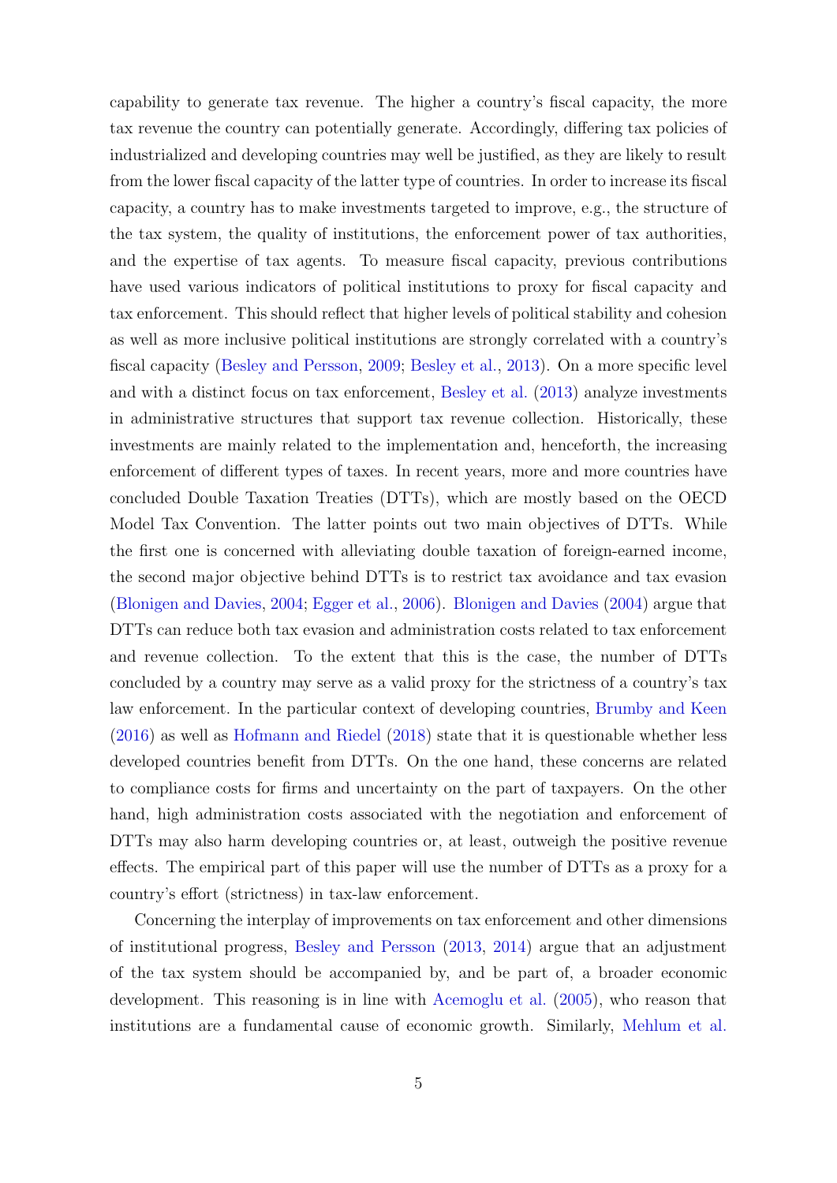capability to generate tax revenue. The higher a country's fiscal capacity, the more tax revenue the country can potentially generate. Accordingly, differing tax policies of industrialized and developing countries may well be justified, as they are likely to result from the lower fiscal capacity of the latter type of countries. In order to increase its fiscal capacity, a country has to make investments targeted to improve, e.g., the structure of the tax system, the quality of institutions, the enforcement power of tax authorities, and the expertise of tax agents. To measure fiscal capacity, previous contributions have used various indicators of political institutions to proxy for fiscal capacity and tax enforcement. This should reflect that higher levels of political stability and cohesion as well as more inclusive political institutions are strongly correlated with a country's fiscal capacity (Besley and Persson, 2009; Besley et al., 2013). On a more specific level and with a distinct focus on tax enforcement, Besley et al. (2013) analyze investments in administrative structures that support tax revenue collection. Historically, these investments are mainly related to the implementation and, henceforth, the increasing enforcement of different types of taxes. In recent years, more and more countries have concluded Double Taxation Treaties (DTTs), which are mostly based on the OECD Model Tax Convention. The latter points out two main objectives of DTTs. While the first one is concerned with alleviating double taxation of foreign-earned income, the second major objective behind DTTs is to restrict tax avoidance and tax evasion (Blonigen and Davies, 2004; Egger et al., 2006). Blonigen and Davies (2004) argue that DTTs can reduce both tax evasion and administration costs related to tax enforcement and revenue collection. To the extent that this is the case, the number of DTTs concluded by a country may serve as a valid proxy for the strictness of a country's tax law enforcement. In the particular context of developing countries, Brumby and Keen (2016) as well as Hofmann and Riedel (2018) state that it is questionable whether less developed countries benefit from DTTs. On the one hand, these concerns are related to compliance costs for firms and uncertainty on the part of taxpayers. On the other hand, high administration costs associated with the negotiation and enforcement of DTTs may also harm developing countries or, at least, outweigh the positive revenue effects. The empirical part of this paper will use the number of DTTs as a proxy for a country's effort (strictness) in tax-law enforcement.

Concerning the interplay of improvements on tax enforcement and other dimensions of institutional progress, Besley and Persson (2013, 2014) argue that an adjustment of the tax system should be accompanied by, and be part of, a broader economic development. This reasoning is in line with Acemoglu et al. (2005), who reason that institutions are a fundamental cause of economic growth. Similarly, Mehlum et al.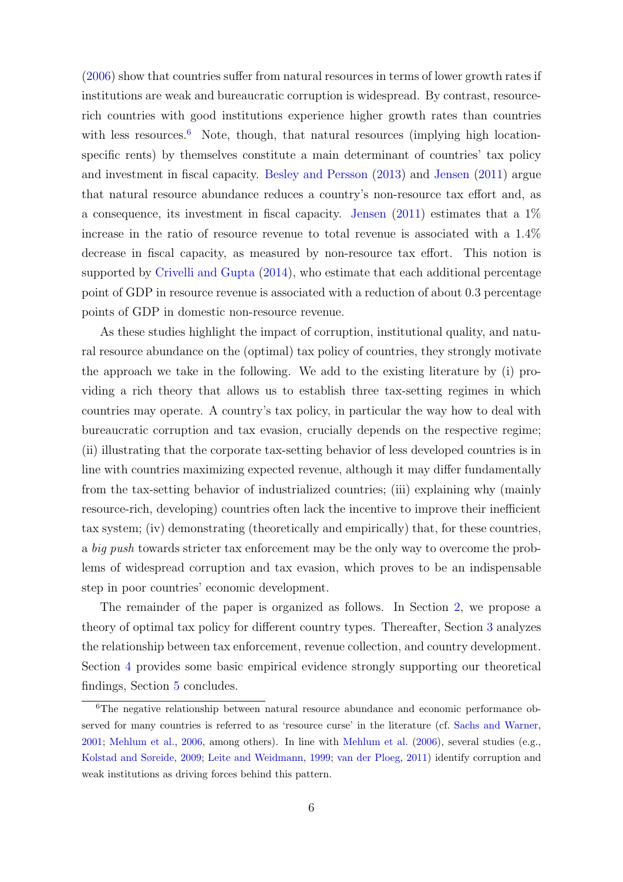(2006) show that countries suffer from natural resources in terms of lower growth rates if institutions are weak and bureaucratic corruption is widespread. By contrast, resource-rich countries with good institutions experience higher growth rates than countries with less resources.[6] Note, though, that natural resources (implying high location-specific rents) by themselves constitute a main determinant of countries' tax policy and investment in fiscal capacity. Besley and Persson (2013) and Jensen (2011) argue that natural resource abundance reduces a country's non-resource tax effort and, as a consequence, its investment in fiscal capacity. Jensen (2011) estimates that a 1% increase in the ratio of resource revenue to total revenue is associated with a 1.4% decrease in fiscal capacity, as measured by non-resource tax effort. This notion is supported by Crivelli and Gupta (2014), who estimate that each additional percentage point of GDP in resource revenue is associated with a reduction of about 0.3 percentage points of GDP in domestic non-resource revenue.

As these studies highlight the impact of corruption, institutional quality, and natural resource abundance on the (optimal) tax policy of countries, they strongly motivate the approach we take in the following. We add to the existing literature by (i) providing a rich theory that allows us to establish three tax-setting regimes in which countries may operate. A country's tax policy, in particular the way how to deal with bureaucratic corruption and tax evasion, crucially depends on the respective regime; (ii) illustrating that the corporate tax-setting behavior of less developed countries is in line with countries maximizing expected revenue, although it may differ fundamentally from the tax-setting behavior of industrialized countries; (iii) explaining why (mainly resource-rich, developing) countries often lack the incentive to improve their inefficient tax system; (iv) demonstrating (theoretically and empirically) that, for these countries, a *big push* towards stricter tax enforcement may be the only way to overcome the problems of widespread corruption and tax evasion, which proves to be an indispensable step in poor countries' economic development.

The remainder of the paper is organized as follows. In Section 2, we propose a theory of optimal tax policy for different country types. Thereafter, Section 3 analyzes the relationship between tax enforcement, revenue collection, and country development. Section 4 provides some basic empirical evidence strongly supporting our theoretical findings, Section 5 concludes.

[6] The negative relationship between natural resource abundance and economic performance observed for many countries is referred to as 'resource curse' in the literature (cf. Sachs and Warner, 2001; Mehlum et al., 2006, among others). In line with Mehlum et al. (2006), several studies (e.g., Kolstad and Søreide, 2009; Leite and Weidmann, 1999; van der Ploeg, 2011) identify corruption and weak institutions as driving forces behind this pattern.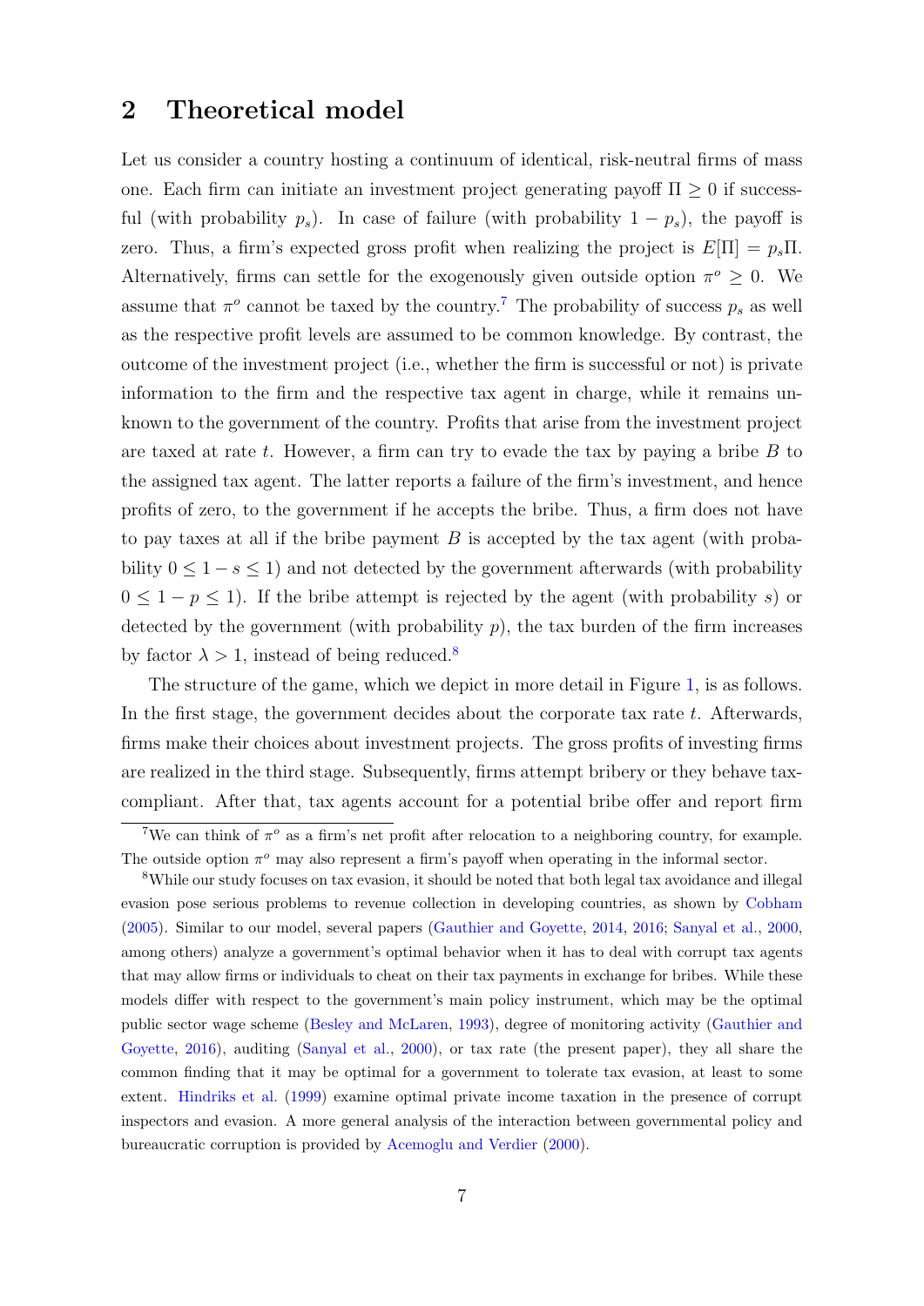## 2 Theoretical model

Let us consider a country hosting a continuum of identical, risk-neutral firms of mass one. Each firm can initiate an investment project generating payoff $\Pi \geq 0$ if successful (with probability $p_s$). In case of failure (with probability $1 - p_s$), the payoff is zero. Thus, a firm's expected gross profit when realizing the project is $E[\Pi] = p_s\Pi$. Alternatively, firms can settle for the exogenously given outside option $\pi^o \geq 0$. We assume that $\pi^o$ cannot be taxed by the country.[7] The probability of success $p_s$ as well as the respective profit levels are assumed to be common knowledge. By contrast, the outcome of the investment project (i.e., whether the firm is successful or not) is private information to the firm and the respective tax agent in charge, while it remains unknown to the government of the country. Profits that arise from the investment project are taxed at rate $t$. However, a firm can try to evade the tax by paying a bribe $B$ to the assigned tax agent. The latter reports a failure of the firm's investment, and hence profits of zero, to the government if he accepts the bribe. Thus, a firm does not have to pay taxes at all if the bribe payment $B$ is accepted by the tax agent (with probability $0 \leq 1 - s \leq 1$) and not detected by the government afterwards (with probability $0 \leq 1 - p \leq 1$). If the bribe attempt is rejected by the agent (with probability $s$) or detected by the government (with probability $p$), the tax burden of the firm increases by factor $\lambda > 1$, instead of being reduced.[8]

The structure of the game, which we depict in more detail in Figure 1, is as follows. In the first stage, the government decides about the corporate tax rate $t$. Afterwards, firms make their choices about investment projects. The gross profits of investing firms are realized in the third stage. Subsequently, firms attempt bribery or they behave tax-compliant. After that, tax agents account for a potential bribe offer and report firm

[7] We can think of $\pi^o$ as a firm's net profit after relocation to a neighboring country, for example. The outside option $\pi^o$ may also represent a firm's payoff when operating in the informal sector.

[8] While our study focuses on tax evasion, it should be noted that both legal tax avoidance and illegal evasion pose serious problems to revenue collection in developing countries, as shown by Cobham (2005). Similar to our model, several papers (Gauthier and Goyette, 2014, 2016; Sanyal et al., 2000, among others) analyze a government's optimal behavior when it has to deal with corrupt tax agents that may allow firms or individuals to cheat on their tax payments in exchange for bribes. While these models differ with respect to the government's main policy instrument, which may be the optimal public sector wage scheme (Besley and McLaren, 1993), degree of monitoring activity (Gauthier and Goyette, 2016), auditing (Sanyal et al., 2000), or tax rate (the present paper), they all share the common finding that it may be optimal for a government to tolerate tax evasion, at least to some extent. Hindriks et al. (1999) examine optimal private income taxation in the presence of corrupt inspectors and evasion. A more general analysis of the interaction between governmental policy and bureaucratic corruption is provided by Acemoglu and Verdier (2000).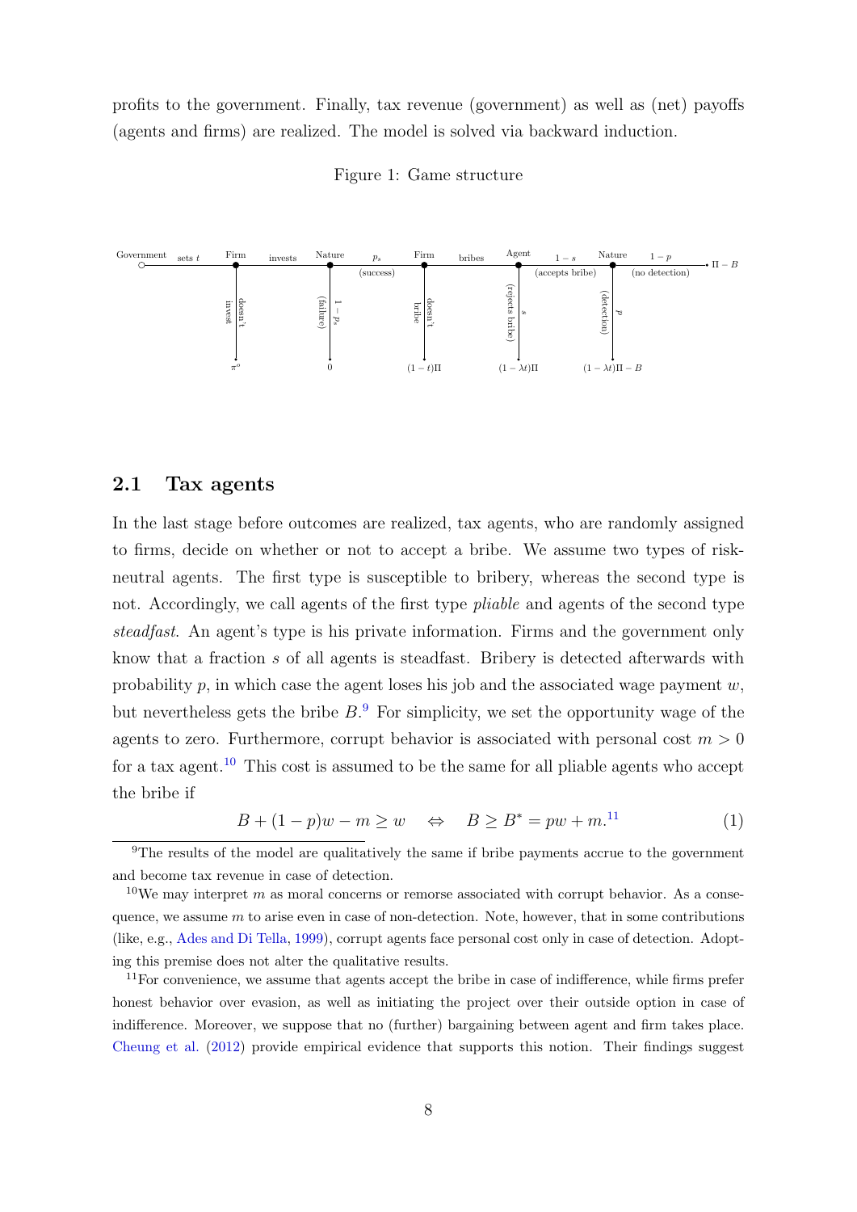profits to the government. Finally, tax revenue (government) as well as (net) payoffs (agents and firms) are realized. The model is solved via backward induction.

Figure 1: Game structure

## 2.1 Tax agents

In the last stage before outcomes are realized, tax agents, who are randomly assigned to firms, decide on whether or not to accept a bribe. We assume two types of risk-neutral agents. The first type is susceptible to bribery, whereas the second type is not. Accordingly, we call agents of the first type *pliable* and agents of the second type *steadfast*. An agent's type is his private information. Firms and the government only know that a fraction $s$ of all agents is steadfast. Bribery is detected afterwards with probability $p$, in which case the agent loses his job and the associated wage payment $w$, but nevertheless gets the bribe $B$.[9] For simplicity, we set the opportunity wage of the agents to zero. Furthermore, corrupt behavior is associated with personal cost $m > 0$ for a tax agent.[10] This cost is assumed to be the same for all pliable agents who accept the bribe if

$$B + (1-p)w - m \geq w \quad \Leftrightarrow \quad B \geq B^* = pw + m.^{11} \tag{1}$$

[9]The results of the model are qualitatively the same if bribe payments accrue to the government and become tax revenue in case of detection.

[10]We may interpret $m$ as moral concerns or remorse associated with corrupt behavior. As a consequence, we assume $m$ to arise even in case of non-detection. Note, however, that in some contributions (like, e.g., Ades and Di Tella, 1999), corrupt agents face personal cost only in case of detection. Adopting this premise does not alter the qualitative results.

[11]For convenience, we assume that agents accept the bribe in case of indifference, while firms prefer honest behavior over evasion, as well as initiating the project over their outside option in case of indifference. Moreover, we suppose that no (further) bargaining between agent and firm takes place. Cheung et al. (2012) provide empirical evidence that supports this notion. Their findings suggest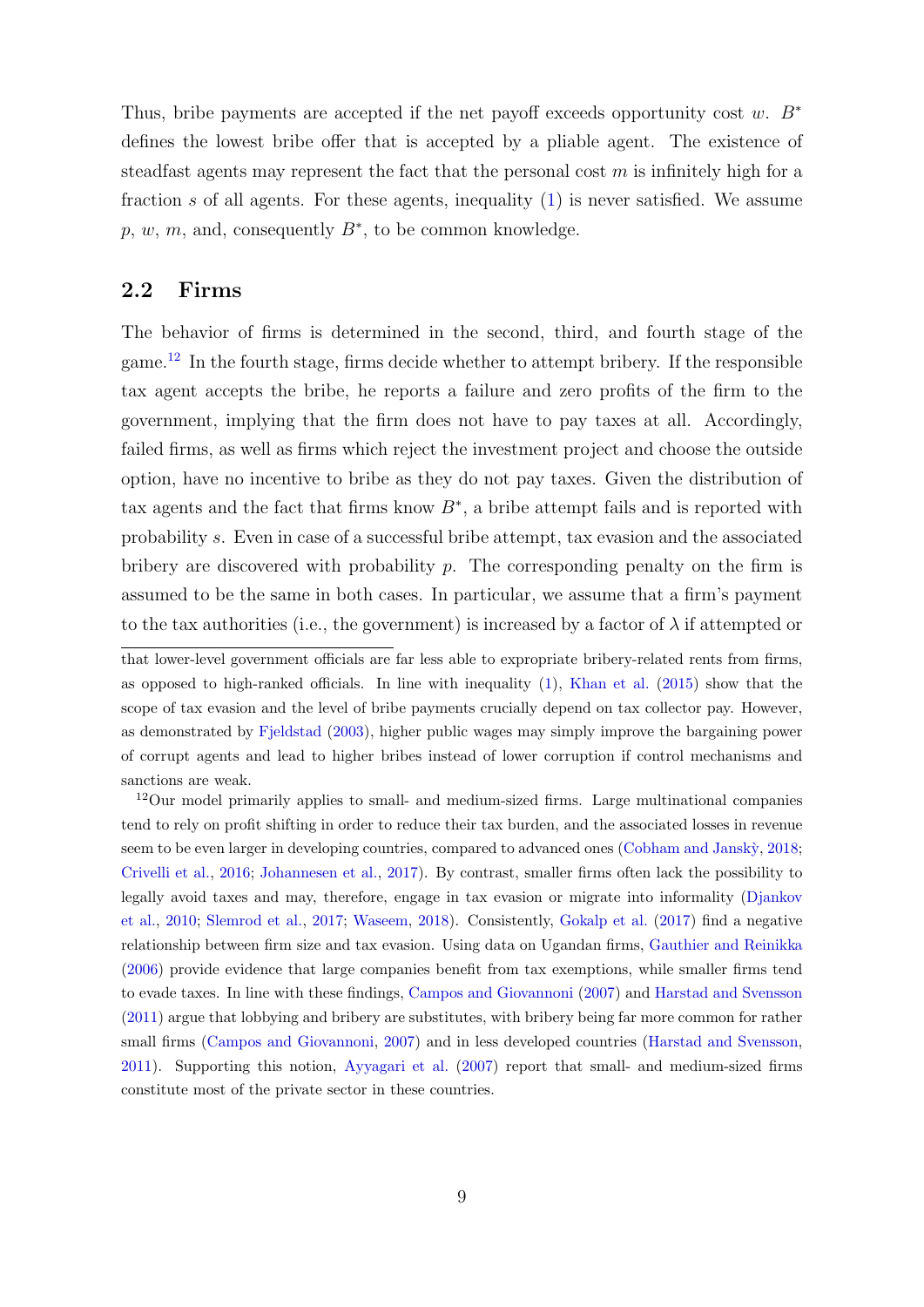Thus, bribe payments are accepted if the net payoff exceeds opportunity cost $w$. $B^*$ defines the lowest bribe offer that is accepted by a pliable agent. The existence of steadfast agents may represent the fact that the personal cost $m$ is infinitely high for a fraction $s$ of all agents. For these agents, inequality (1) is never satisfied. We assume $p$, $w$, $m$, and, consequently $B^*$, to be common knowledge.

## 2.2 Firms

The behavior of firms is determined in the second, third, and fourth stage of the game.[12] In the fourth stage, firms decide whether to attempt bribery. If the responsible tax agent accepts the bribe, he reports a failure and zero profits of the firm to the government, implying that the firm does not have to pay taxes at all. Accordingly, failed firms, as well as firms which reject the investment project and choose the outside option, have no incentive to bribe as they do not pay taxes. Given the distribution of tax agents and the fact that firms know $B^*$, a bribe attempt fails and is reported with probability $s$. Even in case of a successful bribe attempt, tax evasion and the associated bribery are discovered with probability $p$. The corresponding penalty on the firm is assumed to be the same in both cases. In particular, we assume that a firm's payment to the tax authorities (i.e., the government) is increased by a factor of $\lambda$ if attempted or

---

that lower-level government officials are far less able to expropriate bribery-related rents from firms, as opposed to high-ranked officials. In line with inequality (1), Khan et al. (2015) show that the scope of tax evasion and the level of bribe payments crucially depend on tax collector pay. However, as demonstrated by Fjeldstad (2003), higher public wages may simply improve the bargaining power of corrupt agents and lead to higher bribes instead of lower corruption if control mechanisms and sanctions are weak.

[12] Our model primarily applies to small- and medium-sized firms. Large multinational companies tend to rely on profit shifting in order to reduce their tax burden, and the associated losses in revenue seem to be even larger in developing countries, compared to advanced ones (Cobham and Janskỳ, 2018; Crivelli et al., 2016; Johannesen et al., 2017). By contrast, smaller firms often lack the possibility to legally avoid taxes and may, therefore, engage in tax evasion or migrate into informality (Djankov et al., 2010; Slemrod et al., 2017; Waseem, 2018). Consistently, Gokalp et al. (2017) find a negative relationship between firm size and tax evasion. Using data on Ugandan firms, Gauthier and Reinikka (2006) provide evidence that large companies benefit from tax exemptions, while smaller firms tend to evade taxes. In line with these findings, Campos and Giovannoni (2007) and Harstad and Svensson (2011) argue that lobbying and bribery are substitutes, with bribery being far more common for rather small firms (Campos and Giovannoni, 2007) and in less developed countries (Harstad and Svensson, 2011). Supporting this notion, Ayyagari et al. (2007) report that small- and medium-sized firms constitute most of the private sector in these countries.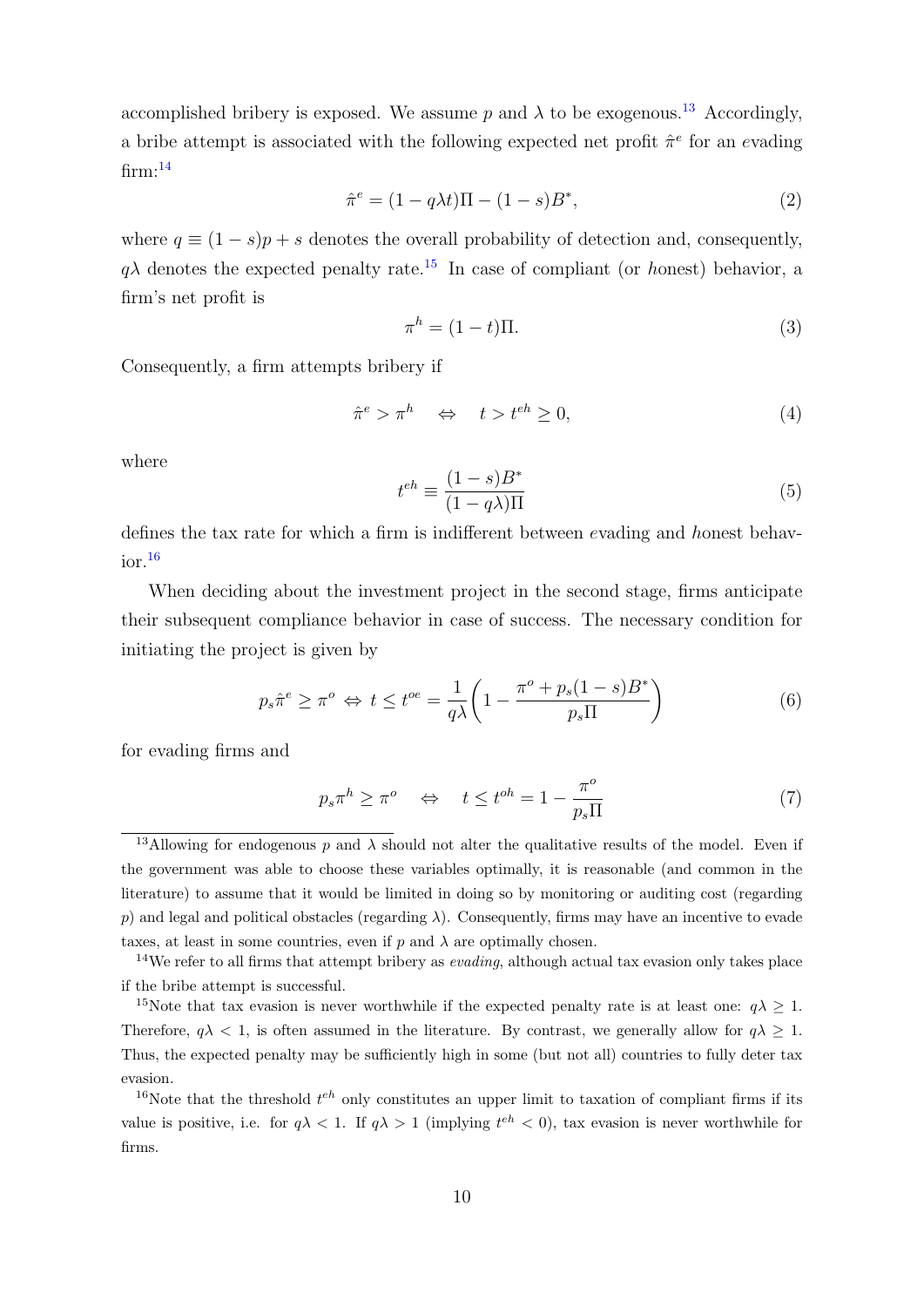accomplished bribery is exposed. We assume $p$ and $\lambda$ to be exogenous.[13] Accordingly, a bribe attempt is associated with the following expected net profit $\hat{\pi}^e$ for an *e*vading firm:[14]

$$\hat{\pi}^e = (1 - q\lambda t)\Pi - (1 - s)B^*, \tag{2}$$

where $q \equiv (1 - s)p + s$ denotes the overall probability of detection and, consequently, $q\lambda$ denotes the expected penalty rate.[15] In case of compliant (or *h*onest) behavior, a firm's net profit is

$$\pi^h = (1 - t)\Pi. \tag{3}$$

Consequently, a firm attempts bribery if

$$\hat{\pi}^e > \pi^h \quad \Leftrightarrow \quad t > t^{eh} \geq 0, \tag{4}$$

where

$$t^{eh} \equiv \frac{(1 - s)B^*}{(1 - q\lambda)\Pi} \tag{5}$$

defines the tax rate for which a firm is indifferent between *e*vading and *h*onest behavior.[16]

When deciding about the investment project in the second stage, firms anticipate their subsequent compliance behavior in case of success. The necessary condition for initiating the project is given by

$$p_s\hat{\pi}^e \geq \pi^o \Leftrightarrow t \leq t^{oe} = \frac{1}{q\lambda}\left(1 - \frac{\pi^o + p_s(1 - s)B^*}{p_s\Pi}\right) \tag{6}$$

for evading firms and

$$p_s\pi^h \geq \pi^o \quad \Leftrightarrow \quad t \leq t^{oh} = 1 - \frac{\pi^o}{p_s\Pi} \tag{7}$$

---

[13] Allowing for endogenous $p$ and $\lambda$ should not alter the qualitative results of the model. Even if the government was able to choose these variables optimally, it is reasonable (and common in the literature) to assume that it would be limited in doing so by monitoring or auditing cost (regarding $p$) and legal and political obstacles (regarding $\lambda$). Consequently, firms may have an incentive to evade taxes, at least in some countries, even if $p$ and $\lambda$ are optimally chosen.

[14] We refer to all firms that attempt bribery as *evading*, although actual tax evasion only takes place if the bribe attempt is successful.

[15] Note that tax evasion is never worthwhile if the expected penalty rate is at least one: $q\lambda \geq 1$. Therefore, $q\lambda < 1$, is often assumed in the literature. By contrast, we generally allow for $q\lambda \geq 1$. Thus, the expected penalty may be sufficiently high in some (but not all) countries to fully deter tax evasion.

[16] Note that the threshold $t^{eh}$ only constitutes an upper limit to taxation of compliant firms if its value is positive, i.e. for $q\lambda < 1$. If $q\lambda > 1$ (implying $t^{eh} < 0$), tax evasion is never worthwhile for firms.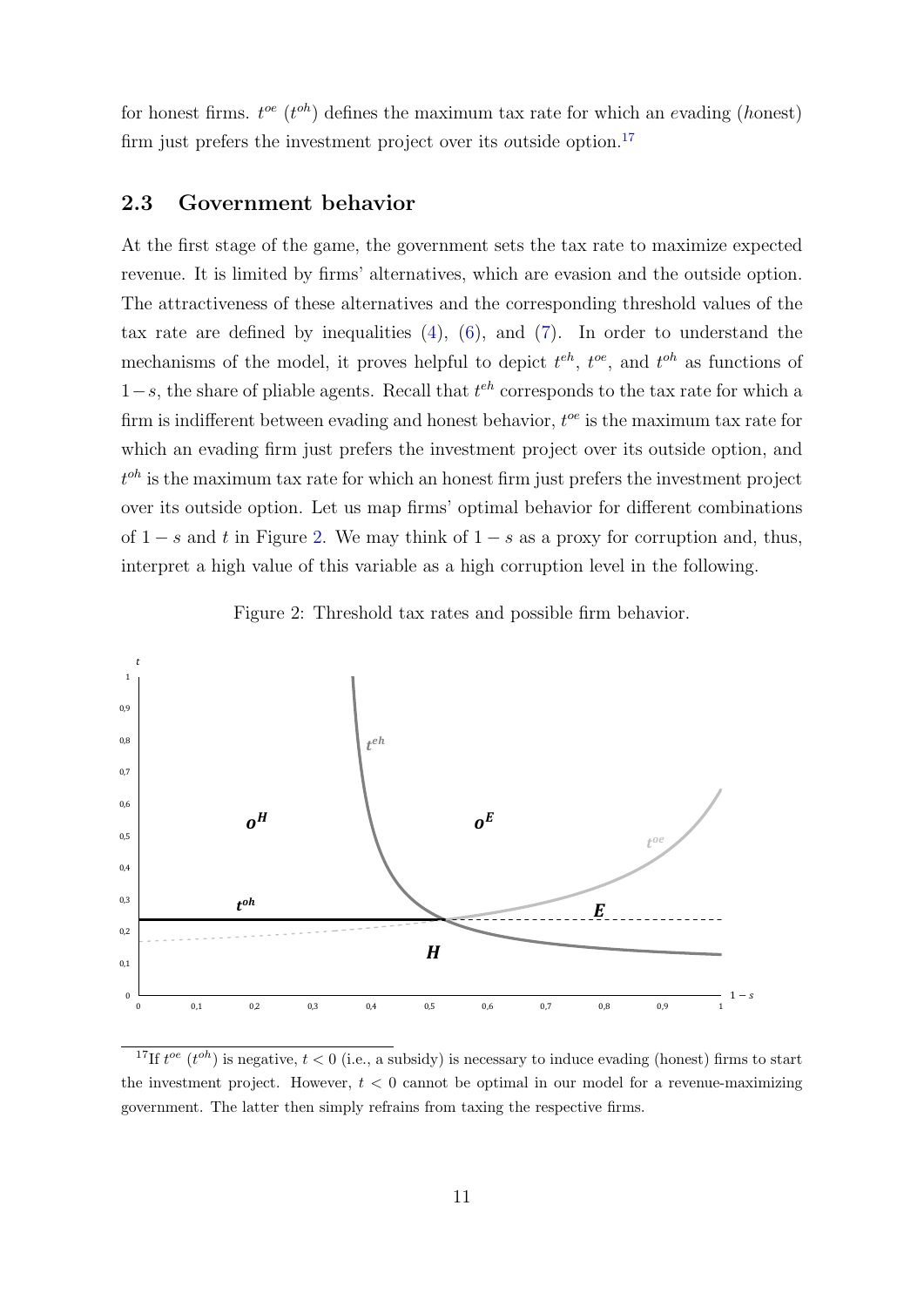for honest firms. $t^{oe}$ ($t^{oh}$) defines the maximum tax rate for which an *e*vading (*h*onest) firm just prefers the investment project over its *o*utside option.[17]

## 2.3 Government behavior

At the first stage of the game, the government sets the tax rate to maximize expected revenue. It is limited by firms' alternatives, which are evasion and the outside option. The attractiveness of these alternatives and the corresponding threshold values of the tax rate are defined by inequalities (4), (6), and (7). In order to understand the mechanisms of the model, it proves helpful to depict $t^{eh}$, $t^{oe}$, and $t^{oh}$ as functions of $1-s$, the share of pliable agents. Recall that $t^{eh}$ corresponds to the tax rate for which a firm is indifferent between evading and honest behavior, $t^{oe}$ is the maximum tax rate for which an evading firm just prefers the investment project over its outside option, and $t^{oh}$ is the maximum tax rate for which an honest firm just prefers the investment project over its outside option. Let us map firms' optimal behavior for different combinations of $1-s$ and $t$ in Figure 2. We may think of $1-s$ as a proxy for corruption and, thus, interpret a high value of this variable as a high corruption level in the following.

Figure 2: Threshold tax rates and possible firm behavior.

[17] If $t^{oe}$ ($t^{oh}$) is negative, $t < 0$ (i.e., a subsidy) is necessary to induce evading (honest) firms to start the investment project. However, $t < 0$ cannot be optimal in our model for a revenue-maximizing government. The latter then simply refrains from taxing the respective firms.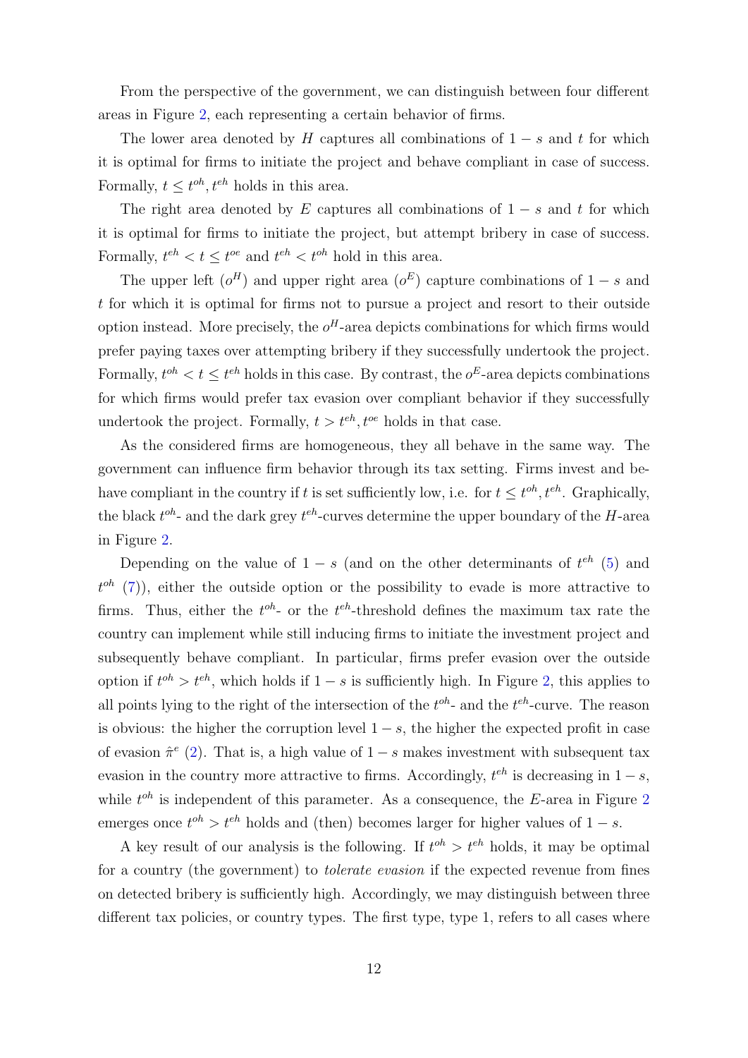From the perspective of the government, we can distinguish between four different areas in Figure 2, each representing a certain behavior of firms.

The lower area denoted by $H$ captures all combinations of $1-s$ and $t$ for which it is optimal for firms to initiate the project and behave compliant in case of success. Formally, $t \leq t^{oh}, t^{eh}$ holds in this area.

The right area denoted by $E$ captures all combinations of $1-s$ and $t$ for which it is optimal for firms to initiate the project, but attempt bribery in case of success. Formally, $t^{eh} < t \leq t^{oe}$ and $t^{eh} < t^{oh}$ hold in this area.

The upper left ($o^H$) and upper right area ($o^E$) capture combinations of $1-s$ and $t$ for which it is optimal for firms not to pursue a project and resort to their outside option instead. More precisely, the $o^H$-area depicts combinations for which firms would prefer paying taxes over attempting bribery if they successfully undertook the project. Formally, $t^{oh} < t \leq t^{eh}$ holds in this case. By contrast, the $o^E$-area depicts combinations for which firms would prefer tax evasion over compliant behavior if they successfully undertook the project. Formally, $t > t^{eh}, t^{oe}$ holds in that case.

As the considered firms are homogeneous, they all behave in the same way. The government can influence firm behavior through its tax setting. Firms invest and behave compliant in the country if $t$ is set sufficiently low, i.e. for $t \leq t^{oh}, t^{eh}$. Graphically, the black $t^{oh}$- and the dark grey $t^{eh}$-curves determine the upper boundary of the $H$-area in Figure 2.

Depending on the value of $1-s$ (and on the other determinants of $t^{eh}$ (5) and $t^{oh}$ (7)), either the outside option or the possibility to evade is more attractive to firms. Thus, either the $t^{oh}$- or the $t^{eh}$-threshold defines the maximum tax rate the country can implement while still inducing firms to initiate the investment project and subsequently behave compliant. In particular, firms prefer evasion over the outside option if $t^{oh} > t^{eh}$, which holds if $1-s$ is sufficiently high. In Figure 2, this applies to all points lying to the right of the intersection of the $t^{oh}$- and the $t^{eh}$-curve. The reason is obvious: the higher the corruption level $1-s$, the higher the expected profit in case of evasion $\hat{\pi}^e$ (2). That is, a high value of $1-s$ makes investment with subsequent tax evasion in the country more attractive to firms. Accordingly, $t^{eh}$ is decreasing in $1-s$, while $t^{oh}$ is independent of this parameter. As a consequence, the $E$-area in Figure 2 emerges once $t^{oh} > t^{eh}$ holds and (then) becomes larger for higher values of $1-s$.

A key result of our analysis is the following. If $t^{oh} > t^{eh}$ holds, it may be optimal for a country (the government) to *tolerate evasion* if the expected revenue from fines on detected bribery is sufficiently high. Accordingly, we may distinguish between three different tax policies, or country types. The first type, type 1, refers to all cases where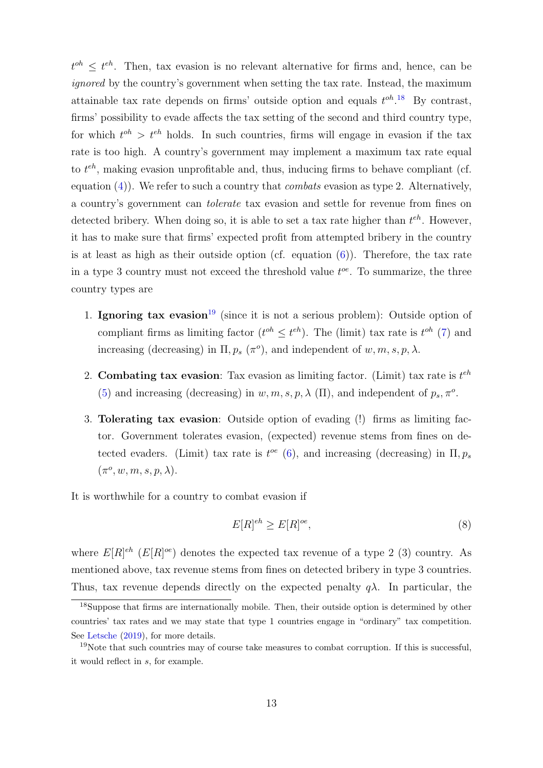$t^{oh} \leq t^{eh}$. Then, tax evasion is no relevant alternative for firms and, hence, can be *ignored* by the country's government when setting the tax rate. Instead, the maximum attainable tax rate depends on firms' outside option and equals $t^{oh}$.[18] By contrast, firms' possibility to evade affects the tax setting of the second and third country type, for which $t^{oh} > t^{eh}$ holds. In such countries, firms will engage in evasion if the tax rate is too high. A country's government may implement a maximum tax rate equal to $t^{eh}$, making evasion unprofitable and, thus, inducing firms to behave compliant (cf. equation (4)). We refer to such a country that *combats* evasion as type 2. Alternatively, a country's government can *tolerate* tax evasion and settle for revenue from fines on detected bribery. When doing so, it is able to set a tax rate higher than $t^{eh}$. However, it has to make sure that firms' expected profit from attempted bribery in the country is at least as high as their outside option (cf. equation (6)). Therefore, the tax rate in a type 3 country must not exceed the threshold value $t^{oe}$. To summarize, the three country types are

1. **Ignoring tax evasion**[19] (since it is not a serious problem): Outside option of compliant firms as limiting factor ($t^{oh} \leq t^{eh}$). The (limit) tax rate is $t^{oh}$ (7) and increasing (decreasing) in $\Pi, p_s$ ($\pi^o$), and independent of $w, m, s, p, \lambda$.
2. **Combating tax evasion**: Tax evasion as limiting factor. (Limit) tax rate is $t^{eh}$ (5) and increasing (decreasing) in $w, m, s, p, \lambda$ ($\Pi$), and independent of $p_s, \pi^o$.
3. **Tolerating tax evasion**: Outside option of evading (!) firms as limiting factor. Government tolerates evasion, (expected) revenue stems from fines on detected evaders. (Limit) tax rate is $t^{oe}$ (6), and increasing (decreasing) in $\Pi, p_s$ ($\pi^o, w, m, s, p, \lambda$).

It is worthwhile for a country to combat evasion if

$$E[R]^{eh} \geq E[R]^{oe}, \tag{8}$$

where $E[R]^{eh}$ ($E[R]^{oe}$) denotes the expected tax revenue of a type 2 (3) country. As mentioned above, tax revenue stems from fines on detected bribery in type 3 countries. Thus, tax revenue depends directly on the expected penalty $q\lambda$. In particular, the

[18] Suppose that firms are internationally mobile. Then, their outside option is determined by other countries' tax rates and we may state that type 1 countries engage in "ordinary" tax competition. See Letsche (2019), for more details.

[19] Note that such countries may of course take measures to combat corruption. If this is successful, it would reflect in $s$, for example.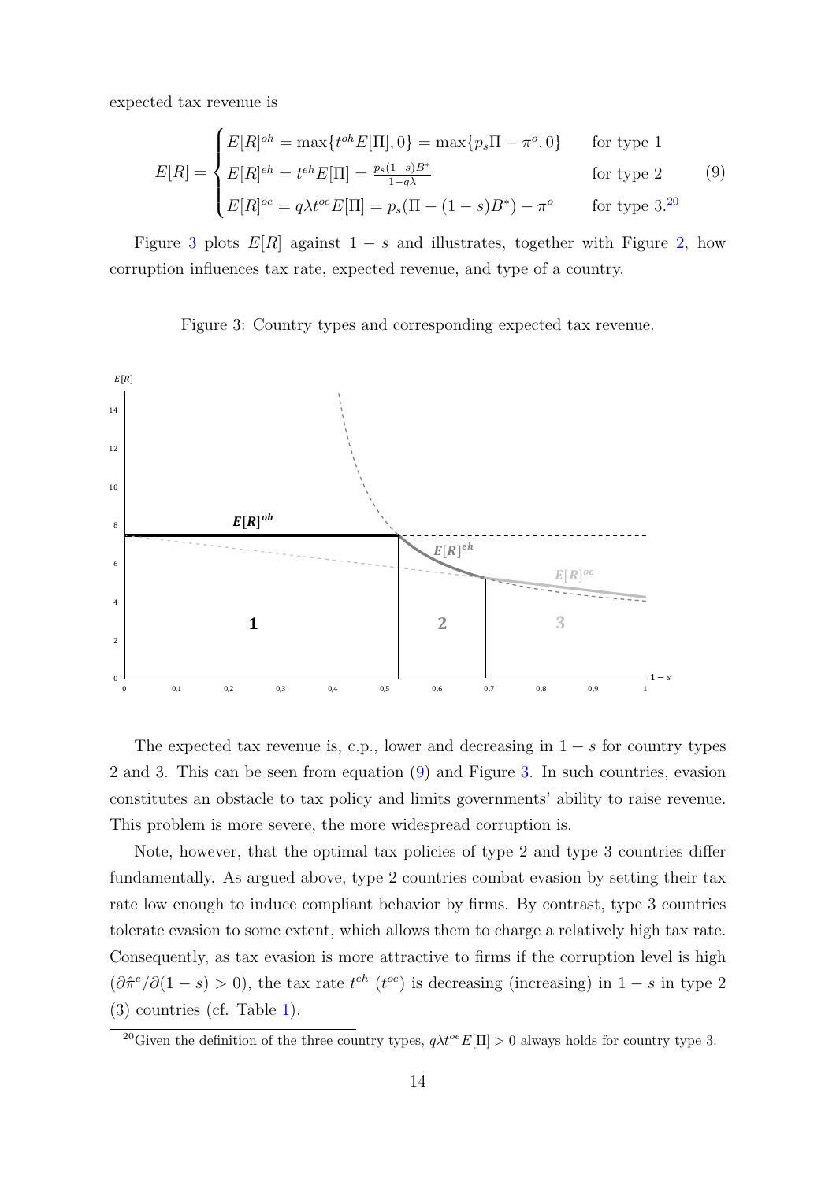expected tax revenue is

$$E[R] = \begin{cases} E[R]^{oh} = \max\{t^{oh}E[\Pi], 0\} = \max\{p_s\Pi - \pi^o, 0\} & \text{for type 1} \\ E[R]^{eh} = t^{eh}E[\Pi] = \frac{p_s(1-s)B^*}{1-q\lambda} & \text{for type 2} \\ E[R]^{oe} = q\lambda t^{oe}E[\Pi] = p_s(\Pi - (1-s)B^*) - \pi^o & \text{for type 3.[20]} \end{cases} \tag{9}$$

Figure 3 plots $E[R]$ against $1 - s$ and illustrates, together with Figure 2, how corruption influences tax rate, expected revenue, and type of a country.

Figure 3: Country types and corresponding expected tax revenue.

The expected tax revenue is, c.p., lower and decreasing in $1 - s$ for country types 2 and 3. This can be seen from equation (9) and Figure 3. In such countries, evasion constitutes an obstacle to tax policy and limits governments' ability to raise revenue. This problem is more severe, the more widespread corruption is.

Note, however, that the optimal tax policies of type 2 and type 3 countries differ fundamentally. As argued above, type 2 countries combat evasion by setting their tax rate low enough to induce compliant behavior by firms. By contrast, type 3 countries tolerate evasion to some extent, which allows them to charge a relatively high tax rate. Consequently, as tax evasion is more attractive to firms if the corruption level is high ($\partial\hat{\pi}^e/\partial(1-s) > 0$), the tax rate $t^{eh}$ ($t^{oe}$) is decreasing (increasing) in $1 - s$ in type 2 (3) countries (cf. Table 1).

[20] Given the definition of the three country types, $q\lambda t^{oe}E[\Pi] > 0$ always holds for country type 3.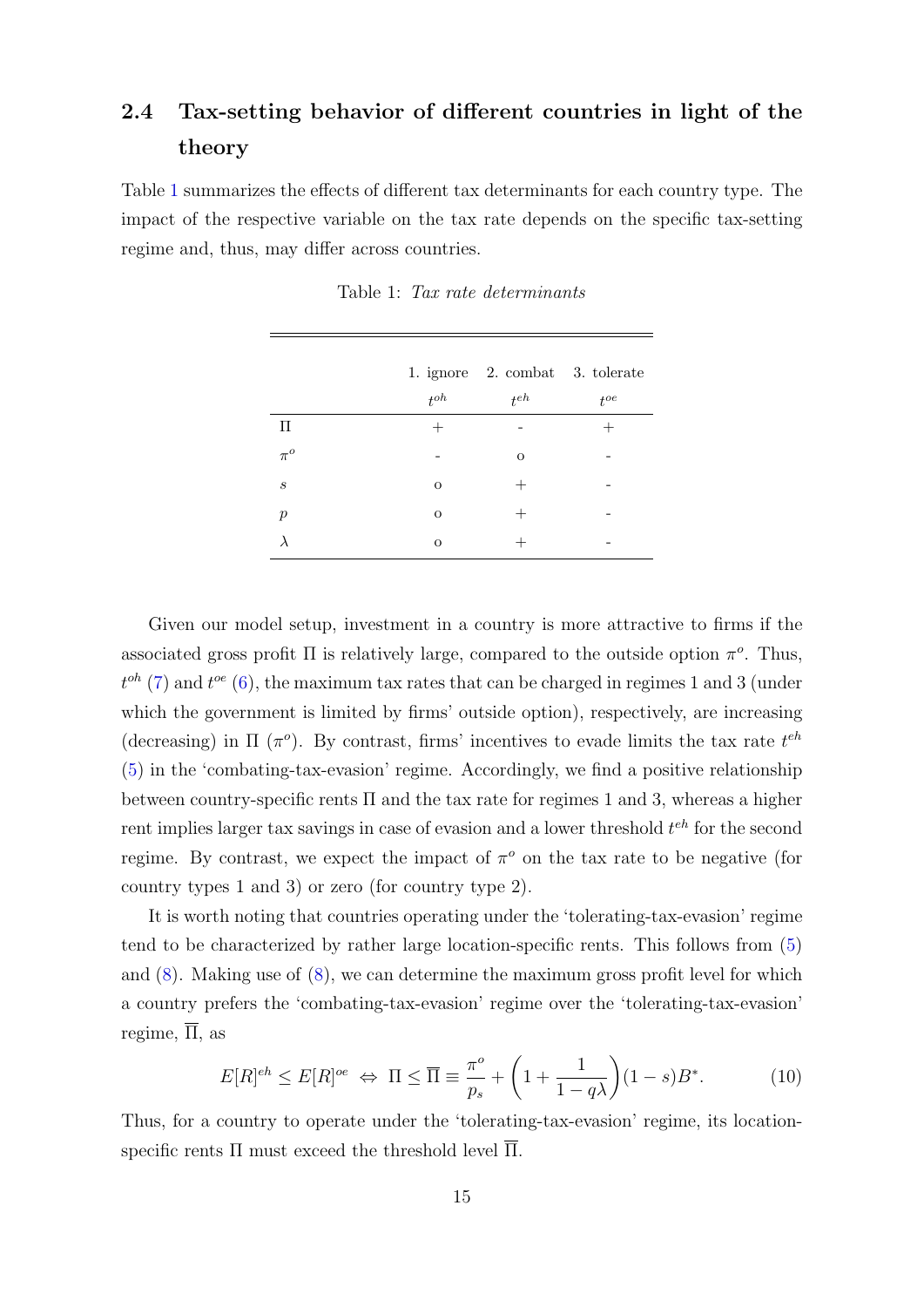## 2.4 Tax-setting behavior of different countries in light of the theory

Table 1 summarizes the effects of different tax determinants for each country type. The impact of the respective variable on the tax rate depends on the specific tax-setting regime and, thus, may differ across countries.

Table 1: *Tax rate determinants*

| | 1. ignore | 2. combat | 3. tolerate |
|---|---|---|---|
| | $t^{oh}$ | $t^{eh}$ | $t^{oe}$ |
| $\Pi$ | + | - | + |
| $\pi^o$ | - | o | - |
| $s$ | o | + | - |
| $p$ | o | + | - |
| $\lambda$ | o | + | - |

Given our model setup, investment in a country is more attractive to firms if the associated gross profit $\Pi$ is relatively large, compared to the outside option $\pi^o$. Thus, $t^{oh}$ (7) and $t^{oe}$ (6), the maximum tax rates that can be charged in regimes 1 and 3 (under which the government is limited by firms' outside option), respectively, are increasing (decreasing) in $\Pi$ ($\pi^o$). By contrast, firms' incentives to evade limits the tax rate $t^{eh}$ (5) in the 'combating-tax-evasion' regime. Accordingly, we find a positive relationship between country-specific rents $\Pi$ and the tax rate for regimes 1 and 3, whereas a higher rent implies larger tax savings in case of evasion and a lower threshold $t^{eh}$ for the second regime. By contrast, we expect the impact of $\pi^o$ on the tax rate to be negative (for country types 1 and 3) or zero (for country type 2).

It is worth noting that countries operating under the 'tolerating-tax-evasion' regime tend to be characterized by rather large location-specific rents. This follows from (5) and (8). Making use of (8), we can determine the maximum gross profit level for which a country prefers the 'combating-tax-evasion' regime over the 'tolerating-tax-evasion' regime, $\overline{\Pi}$, as

$$E[R]^{eh} \leq E[R]^{oe} \;\Leftrightarrow\; \Pi \leq \overline{\Pi} \equiv \frac{\pi^o}{p_s} + \left(1 + \frac{1}{1 - q\lambda}\right)(1 - s)B^*. \tag{10}$$

Thus, for a country to operate under the 'tolerating-tax-evasion' regime, its location-specific rents $\Pi$ must exceed the threshold level $\overline{\Pi}$.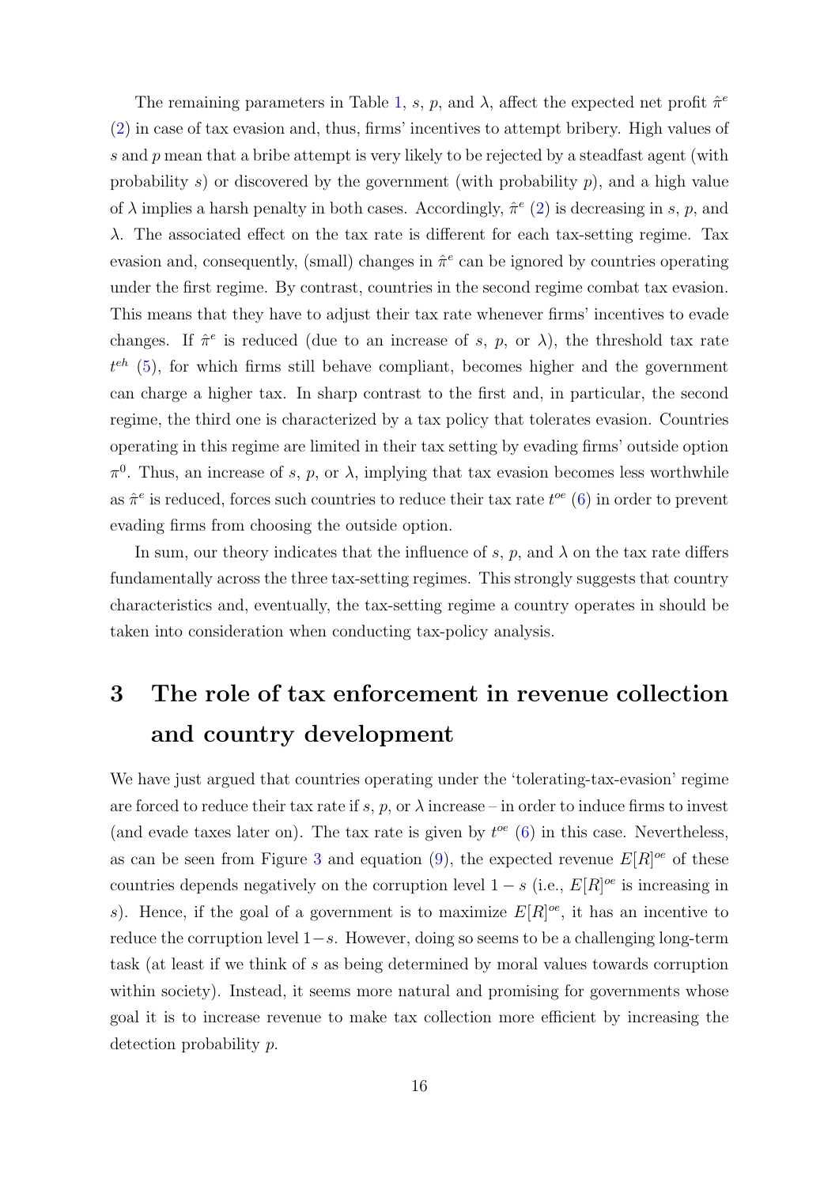The remaining parameters in Table 1, $s$, $p$, and $\lambda$, affect the expected net profit $\hat{\pi}^e$ (2) in case of tax evasion and, thus, firms' incentives to attempt bribery. High values of $s$ and $p$ mean that a bribe attempt is very likely to be rejected by a steadfast agent (with probability $s$) or discovered by the government (with probability $p$), and a high value of $\lambda$ implies a harsh penalty in both cases. Accordingly, $\hat{\pi}^e$ (2) is decreasing in $s$, $p$, and $\lambda$. The associated effect on the tax rate is different for each tax-setting regime. Tax evasion and, consequently, (small) changes in $\hat{\pi}^e$ can be ignored by countries operating under the first regime. By contrast, countries in the second regime combat tax evasion. This means that they have to adjust their tax rate whenever firms' incentives to evade changes. If $\hat{\pi}^e$ is reduced (due to an increase of $s$, $p$, or $\lambda$), the threshold tax rate $t^{eh}$ (5), for which firms still behave compliant, becomes higher and the government can charge a higher tax. In sharp contrast to the first and, in particular, the second regime, the third one is characterized by a tax policy that tolerates evasion. Countries operating in this regime are limited in their tax setting by evading firms' outside option $\pi^0$. Thus, an increase of $s$, $p$, or $\lambda$, implying that tax evasion becomes less worthwhile as $\hat{\pi}^e$ is reduced, forces such countries to reduce their tax rate $t^{oe}$ (6) in order to prevent evading firms from choosing the outside option.

In sum, our theory indicates that the influence of $s$, $p$, and $\lambda$ on the tax rate differs fundamentally across the three tax-setting regimes. This strongly suggests that country characteristics and, eventually, the tax-setting regime a country operates in should be taken into consideration when conducting tax-policy analysis.

# 3 The role of tax enforcement in revenue collection and country development

We have just argued that countries operating under the 'tolerating-tax-evasion' regime are forced to reduce their tax rate if $s$, $p$, or $\lambda$ increase – in order to induce firms to invest (and evade taxes later on). The tax rate is given by $t^{oe}$ (6) in this case. Nevertheless, as can be seen from Figure 3 and equation (9), the expected revenue $E[R]^{oe}$ of these countries depends negatively on the corruption level $1 - s$ (i.e., $E[R]^{oe}$ is increasing in $s$). Hence, if the goal of a government is to maximize $E[R]^{oe}$, it has an incentive to reduce the corruption level $1-s$. However, doing so seems to be a challenging long-term task (at least if we think of $s$ as being determined by moral values towards corruption within society). Instead, it seems more natural and promising for governments whose goal it is to increase revenue to make tax collection more efficient by increasing the detection probability $p$.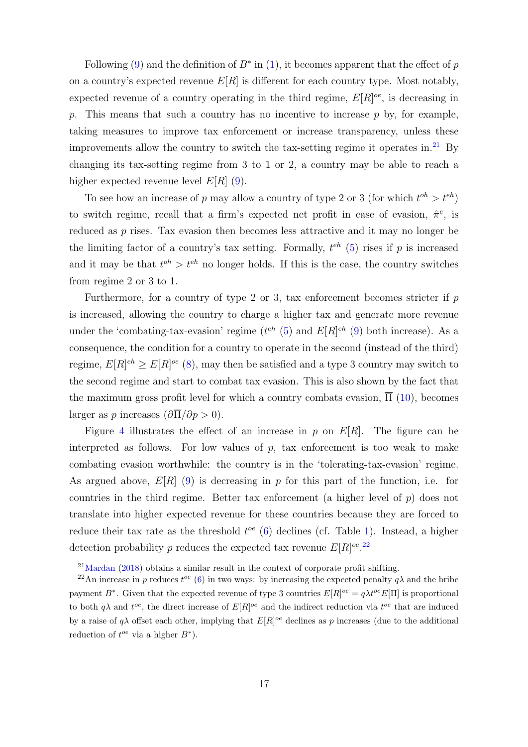Following (9) and the definition of $B^*$ in (1), it becomes apparent that the effect of $p$ on a country's expected revenue $E[R]$ is different for each country type. Most notably, expected revenue of a country operating in the third regime, $E[R]^{oe}$, is decreasing in $p$. This means that such a country has no incentive to increase $p$ by, for example, taking measures to improve tax enforcement or increase transparency, unless these improvements allow the country to switch the tax-setting regime it operates in.[21] By changing its tax-setting regime from 3 to 1 or 2, a country may be able to reach a higher expected revenue level $E[R]$ (9).

To see how an increase of $p$ may allow a country of type 2 or 3 (for which $t^{oh} > t^{eh}$) to switch regime, recall that a firm's expected net profit in case of evasion, $\hat{\pi}^e$, is reduced as $p$ rises. Tax evasion then becomes less attractive and it may no longer be the limiting factor of a country's tax setting. Formally, $t^{eh}$ (5) rises if $p$ is increased and it may be that $t^{oh} > t^{eh}$ no longer holds. If this is the case, the country switches from regime 2 or 3 to 1.

Furthermore, for a country of type 2 or 3, tax enforcement becomes stricter if $p$ is increased, allowing the country to charge a higher tax and generate more revenue under the 'combating-tax-evasion' regime ($t^{eh}$ (5) and $E[R]^{eh}$ (9) both increase). As a consequence, the condition for a country to operate in the second (instead of the third) regime, $E[R]^{eh} \geq E[R]^{oe}$ (8), may then be satisfied and a type 3 country may switch to the second regime and start to combat tax evasion. This is also shown by the fact that the maximum gross profit level for which a country combats evasion, $\overline{\Pi}$ (10), becomes larger as $p$ increases ($\partial\overline{\Pi}/\partial p > 0$).

Figure 4 illustrates the effect of an increase in $p$ on $E[R]$. The figure can be interpreted as follows. For low values of $p$, tax enforcement is too weak to make combating evasion worthwhile: the country is in the 'tolerating-tax-evasion' regime. As argued above, $E[R]$ (9) is decreasing in $p$ for this part of the function, i.e. for countries in the third regime. Better tax enforcement (a higher level of $p$) does not translate into higher expected revenue for these countries because they are forced to reduce their tax rate as the threshold $t^{oe}$ (6) declines (cf. Table 1). Instead, a higher detection probability $p$ reduces the expected tax revenue $E[R]^{oe}$.[22]

[21] Mardan (2018) obtains a similar result in the context of corporate profit shifting.

[22] An increase in $p$ reduces $t^{oe}$ (6) in two ways: by increasing the expected penalty $q\lambda$ and the bribe payment $B^*$. Given that the expected revenue of type 3 countries $E[R]^{oe} = q\lambda t^{oe} E[\Pi]$ is proportional to both $q\lambda$ and $t^{oe}$, the direct increase of $E[R]^{oe}$ and the indirect reduction via $t^{oe}$ that are induced by a raise of $q\lambda$ offset each other, implying that $E[R]^{oe}$ declines as $p$ increases (due to the additional reduction of $t^{oe}$ via a higher $B^*$).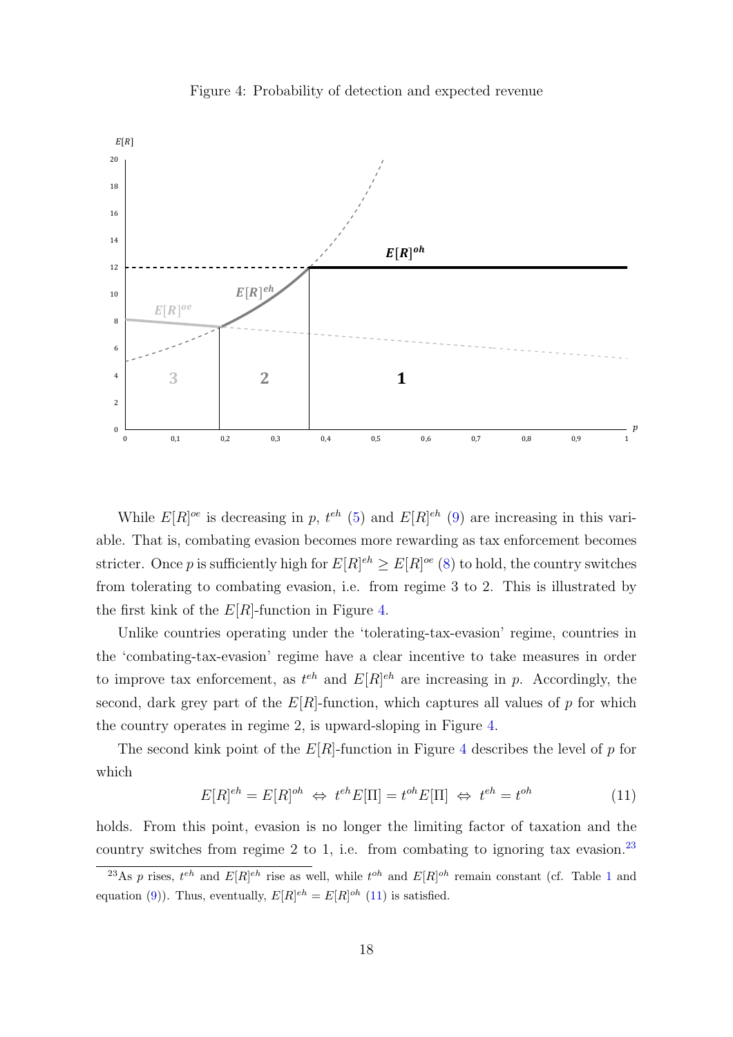Figure 4: Probability of detection and expected revenue

While $E[R]^{oe}$ is decreasing in $p$, $t^{eh}$ (5) and $E[R]^{eh}$ (9) are increasing in this variable. That is, combating evasion becomes more rewarding as tax enforcement becomes stricter. Once $p$ is sufficiently high for $E[R]^{eh} \geq E[R]^{oe}$ (8) to hold, the country switches from tolerating to combating evasion, i.e. from regime 3 to 2. This is illustrated by the first kink of the $E[R]$-function in Figure 4.

Unlike countries operating under the 'tolerating-tax-evasion' regime, countries in the 'combating-tax-evasion' regime have a clear incentive to take measures in order to improve tax enforcement, as $t^{eh}$ and $E[R]^{eh}$ are increasing in $p$. Accordingly, the second, dark grey part of the $E[R]$-function, which captures all values of $p$ for which the country operates in regime 2, is upward-sloping in Figure 4.

The second kink point of the $E[R]$-function in Figure 4 describes the level of $p$ for which

$$E[R]^{eh} = E[R]^{oh} \Leftrightarrow t^{eh} E[\Pi] = t^{oh} E[\Pi] \Leftrightarrow t^{eh} = t^{oh} \tag{11}$$

holds. From this point, evasion is no longer the limiting factor of taxation and the country switches from regime 2 to 1, i.e. from combating to ignoring tax evasion.[23]

[23] As $p$ rises, $t^{eh}$ and $E[R]^{eh}$ rise as well, while $t^{oh}$ and $E[R]^{oh}$ remain constant (cf. Table 1 and equation (9)). Thus, eventually, $E[R]^{eh} = E[R]^{oh}$ (11) is satisfied.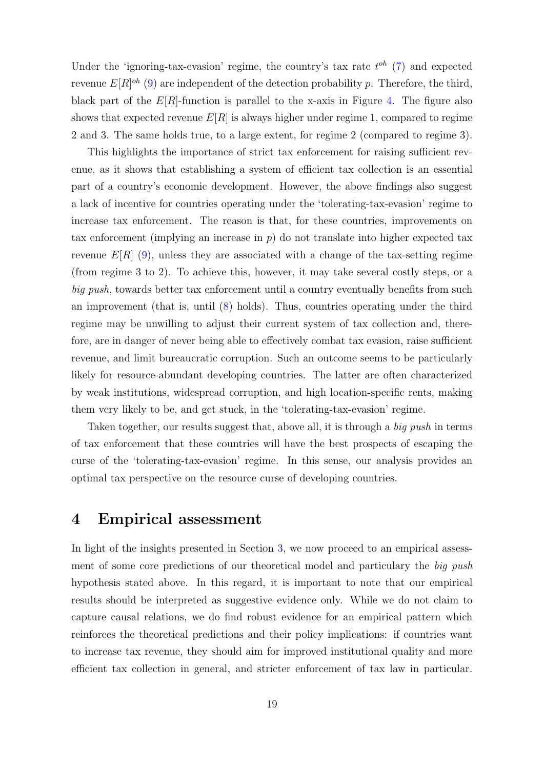Under the 'ignoring-tax-evasion' regime, the country's tax rate $t^{oh}$ (7) and expected revenue $E[R]^{oh}$ (9) are independent of the detection probability $p$. Therefore, the third, black part of the $E[R]$-function is parallel to the x-axis in Figure 4. The figure also shows that expected revenue $E[R]$ is always higher under regime 1, compared to regime 2 and 3. The same holds true, to a large extent, for regime 2 (compared to regime 3).

This highlights the importance of strict tax enforcement for raising sufficient revenue, as it shows that establishing a system of efficient tax collection is an essential part of a country's economic development. However, the above findings also suggest a lack of incentive for countries operating under the 'tolerating-tax-evasion' regime to increase tax enforcement. The reason is that, for these countries, improvements on tax enforcement (implying an increase in $p$) do not translate into higher expected tax revenue $E[R]$ (9), unless they are associated with a change of the tax-setting regime (from regime 3 to 2). To achieve this, however, it may take several costly steps, or a *big push*, towards better tax enforcement until a country eventually benefits from such an improvement (that is, until (8) holds). Thus, countries operating under the third regime may be unwilling to adjust their current system of tax collection and, therefore, are in danger of never being able to effectively combat tax evasion, raise sufficient revenue, and limit bureaucratic corruption. Such an outcome seems to be particularly likely for resource-abundant developing countries. The latter are often characterized by weak institutions, widespread corruption, and high location-specific rents, making them very likely to be, and get stuck, in the 'tolerating-tax-evasion' regime.

Taken together, our results suggest that, above all, it is through a *big push* in terms of tax enforcement that these countries will have the best prospects of escaping the curse of the 'tolerating-tax-evasion' regime. In this sense, our analysis provides an optimal tax perspective on the resource curse of developing countries.

# 4 Empirical assessment

In light of the insights presented in Section 3, we now proceed to an empirical assessment of some core predictions of our theoretical model and particulary the *big push* hypothesis stated above. In this regard, it is important to note that our empirical results should be interpreted as suggestive evidence only. While we do not claim to capture causal relations, we do find robust evidence for an empirical pattern which reinforces the theoretical predictions and their policy implications: if countries want to increase tax revenue, they should aim for improved institutional quality and more efficient tax collection in general, and stricter enforcement of tax law in particular.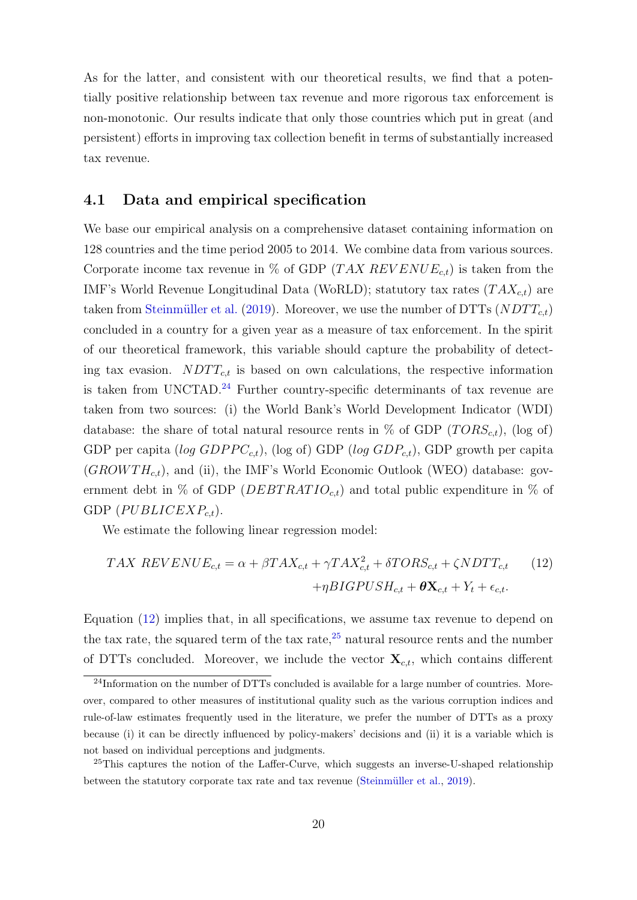As for the latter, and consistent with our theoretical results, we find that a potentially positive relationship between tax revenue and more rigorous tax enforcement is non-monotonic. Our results indicate that only those countries which put in great (and persistent) efforts in improving tax collection benefit in terms of substantially increased tax revenue.

### 4.1 Data and empirical specification

We base our empirical analysis on a comprehensive dataset containing information on 128 countries and the time period 2005 to 2014. We combine data from various sources. Corporate income tax revenue in % of GDP ($TAX\ REVENUE_{c,t}$) is taken from the IMF's World Revenue Longitudinal Data (WoRLD); statutory tax rates ($TAX_{c,t}$) are taken from Steinmüller et al. (2019). Moreover, we use the number of DTTs ($NDTT_{c,t}$) concluded in a country for a given year as a measure of tax enforcement. In the spirit of our theoretical framework, this variable should capture the probability of detecting tax evasion. $NDTT_{c,t}$ is based on own calculations, the respective information is taken from UNCTAD.[24] Further country-specific determinants of tax revenue are taken from two sources: (i) the World Bank's World Development Indicator (WDI) database: the share of total natural resource rents in % of GDP ($TORS_{c,t}$), (log of) GDP per capita ($log\ GDPPC_{c,t}$), (log of) GDP ($log\ GDP_{c,t}$), GDP growth per capita ($GROWTH_{c,t}$), and (ii), the IMF's World Economic Outlook (WEO) database: government debt in % of GDP ($DEBTRATIO_{c,t}$) and total public expenditure in % of GDP ($PUBLICEXP_{c,t}$).

We estimate the following linear regression model:

$$TAX\ REVENUE_{c,t} = \alpha + \beta TAX_{c,t} + \gamma TAX_{c,t}^2 + \delta TORS_{c,t} + \zeta NDTT_{c,t} + \eta BIGPUSH_{c,t} + \boldsymbol{\theta}\mathbf{X}_{c,t} + Y_t + \epsilon_{c,t}. \qquad (12)$$

Equation (12) implies that, in all specifications, we assume tax revenue to depend on the tax rate, the squared term of the tax rate,[25] natural resource rents and the number of DTTs concluded. Moreover, we include the vector $\mathbf{X}_{c,t}$, which contains different

[24] Information on the number of DTTs concluded is available for a large number of countries. Moreover, compared to other measures of institutional quality such as the various corruption indices and rule-of-law estimates frequently used in the literature, we prefer the number of DTTs as a proxy because (i) it can be directly influenced by policy-makers' decisions and (ii) it is a variable which is not based on individual perceptions and judgments.

[25] This captures the notion of the Laffer-Curve, which suggests an inverse-U-shaped relationship between the statutory corporate tax rate and tax revenue (Steinmüller et al., 2019).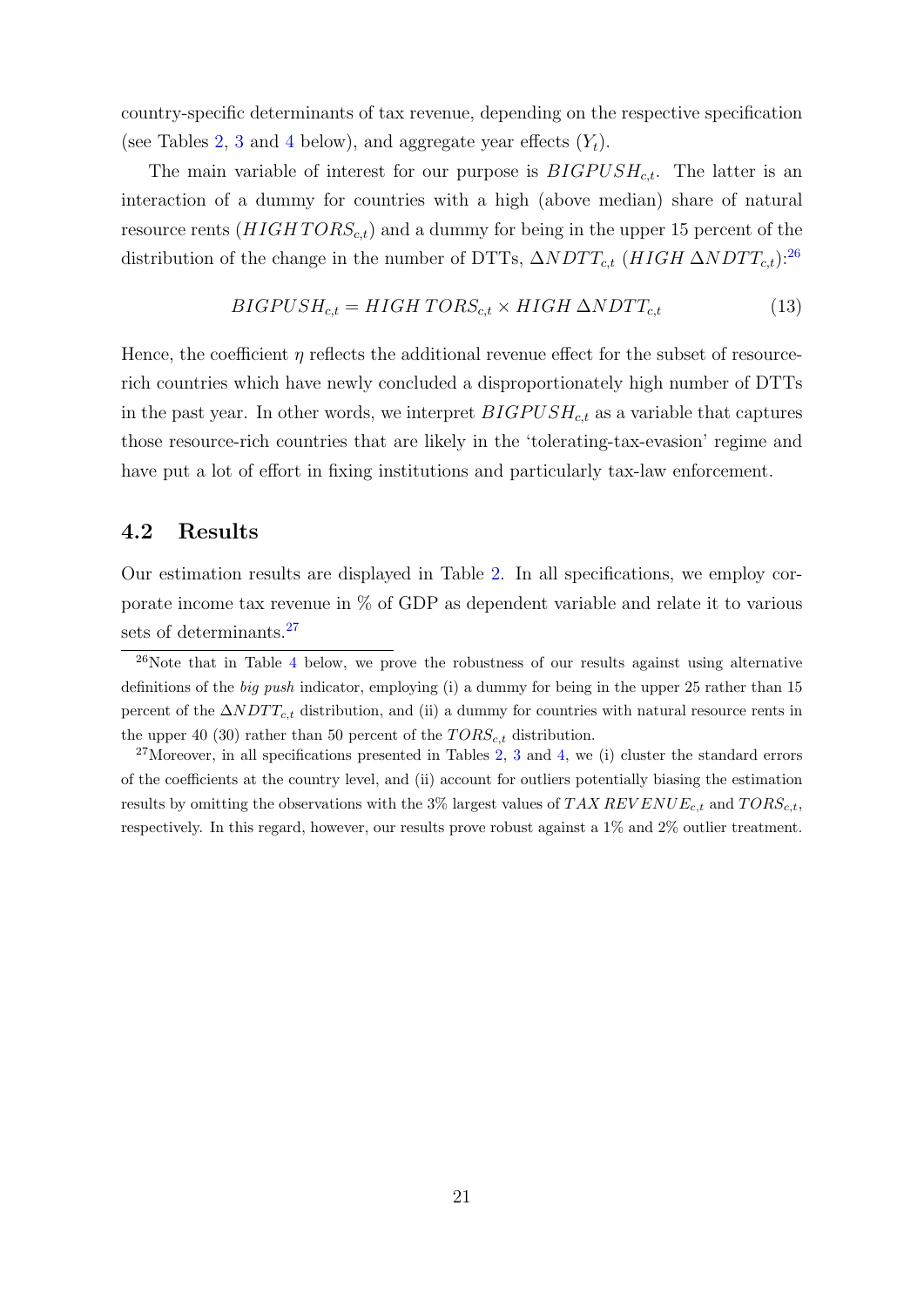country-specific determinants of tax revenue, depending on the respective specification (see Tables 2, 3 and 4 below), and aggregate year effects ($Y_t$).

The main variable of interest for our purpose is $BIGPUSH_{c,t}$. The latter is an interaction of a dummy for countries with a high (above median) share of natural resource rents ($HIGHTORS_{c,t}$) and a dummy for being in the upper 15 percent of the distribution of the change in the number of DTTs, $\Delta NDTT_{c,t}$ ($HIGH\ \Delta NDTT_{c,t}$):[26]

$$BIGPUSH_{c,t} = HIGH\ TORS_{c,t} \times HIGH\ \Delta NDTT_{c,t} \tag{13}$$

Hence, the coefficient $\eta$ reflects the additional revenue effect for the subset of resource-rich countries which have newly concluded a disproportionately high number of DTTs in the past year. In other words, we interpret $BIGPUSH_{c,t}$ as a variable that captures those resource-rich countries that are likely in the 'tolerating-tax-evasion' regime and have put a lot of effort in fixing institutions and particularly tax-law enforcement.

## 4.2 Results

Our estimation results are displayed in Table 2. In all specifications, we employ corporate income tax revenue in % of GDP as dependent variable and relate it to various sets of determinants.[27]

[26] Note that in Table 4 below, we prove the robustness of our results against using alternative definitions of the *big push* indicator, employing (i) a dummy for being in the upper 25 rather than 15 percent of the $\Delta NDTT_{c,t}$ distribution, and (ii) a dummy for countries with natural resource rents in the upper 40 (30) rather than 50 percent of the $TORS_{c,t}$ distribution.

[27] Moreover, in all specifications presented in Tables 2, 3 and 4, we (i) cluster the standard errors of the coefficients at the country level, and (ii) account for outliers potentially biasing the estimation results by omitting the observations with the 3% largest values of $TAX\ REVENUE_{c,t}$ and $TORS_{c,t}$, respectively. In this regard, however, our results prove robust against a 1% and 2% outlier treatment.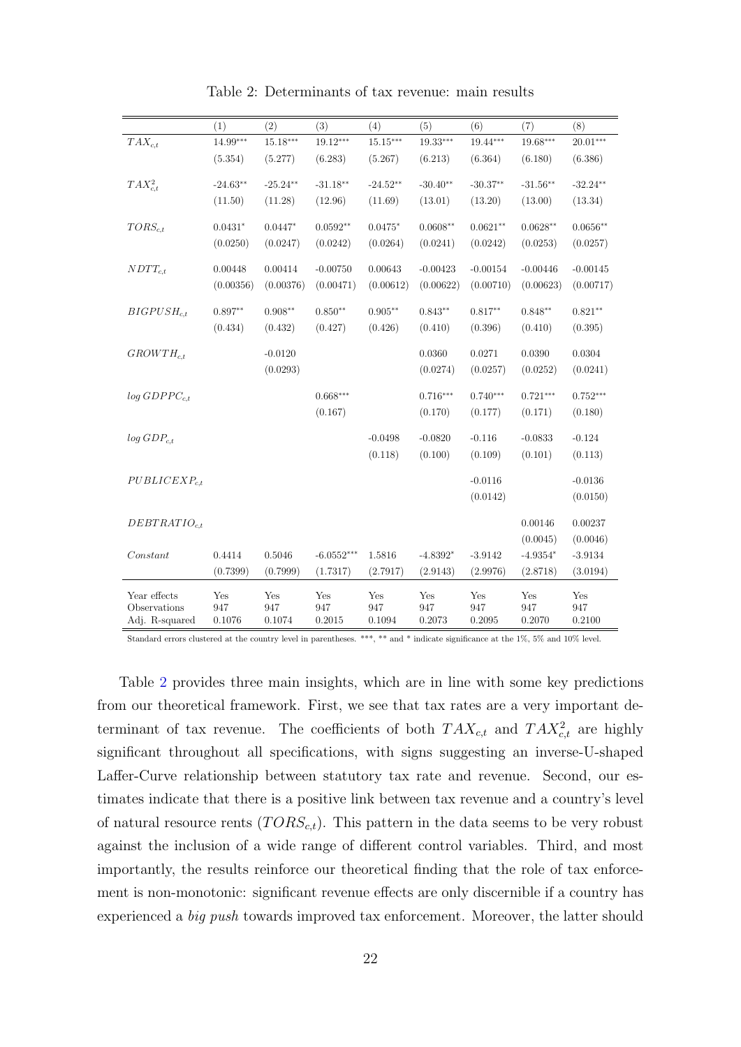Table 2: Determinants of tax revenue: main results

| | (1) | (2) | (3) | (4) | (5) | (6) | (7) | (8) |
|---|---|---|---|---|---|---|---|---|
| $TAX_{c,t}$ | 14.99*** | 15.18*** | 19.12*** | 15.15*** | 19.33*** | 19.44*** | 19.68*** | 20.01*** |
| | (5.354) | (5.277) | (6.283) | (5.267) | (6.213) | (6.364) | (6.180) | (6.386) |
| $TAX^2_{c,t}$ | -24.63** | -25.24** | -31.18** | -24.52** | -30.40** | -30.37** | -31.56** | -32.24** |
| | (11.50) | (11.28) | (12.96) | (11.69) | (13.01) | (13.20) | (13.00) | (13.34) |
| $TORS_{c,t}$ | 0.0431* | 0.0447* | 0.0592** | 0.0475* | 0.0608** | 0.0621** | 0.0628** | 0.0656** |
| | (0.0250) | (0.0247) | (0.0242) | (0.0264) | (0.0241) | (0.0242) | (0.0253) | (0.0257) |
| $NDTT_{c,t}$ | 0.00448 | 0.00414 | -0.00750 | 0.00643 | -0.00423 | -0.00154 | -0.00446 | -0.00145 |
| | (0.00356) | (0.00376) | (0.00471) | (0.00612) | (0.00622) | (0.00710) | (0.00623) | (0.00717) |
| $BIGPUSH_{c,t}$ | 0.897** | 0.908** | 0.850** | 0.905** | 0.843** | 0.817** | 0.848** | 0.821** |
| | (0.434) | (0.432) | (0.427) | (0.426) | (0.410) | (0.396) | (0.410) | (0.395) |
| $GROWTH_{c,t}$ | | -0.0120 | | | 0.0360 | 0.0271 | 0.0390 | 0.0304 |
| | | (0.0293) | | | (0.0274) | (0.0257) | (0.0252) | (0.0241) |
| $log\,GDPPC_{c,t}$ | | | 0.668*** | | 0.716*** | 0.740*** | 0.721*** | 0.752*** |
| | | | (0.167) | | (0.170) | (0.177) | (0.171) | (0.180) |
| $log\,GDP_{c,t}$ | | | | -0.0498 | -0.0820 | -0.116 | -0.0833 | -0.124 |
| | | | | (0.118) | (0.100) | (0.109) | (0.101) | (0.113) |
| $PUBLICEXP_{c,t}$ | | | | | | -0.0116 | | -0.0136 |
| | | | | | | (0.0142) | | (0.0150) |
| $DEBTRATIO_{c,t}$ | | | | | | | 0.00146 | 0.00237 |
| | | | | | | | (0.0045) | (0.0046) |
| $Constant$ | 0.4414 | 0.5046 | -6.0552*** | 1.5816 | -4.8392* | -3.9142 | -4.9354* | -3.9134 |
| | (0.7399) | (0.7999) | (1.7317) | (2.7917) | (2.9143) | (2.9976) | (2.8718) | (3.0194) |
| Year effects | Yes | Yes | Yes | Yes | Yes | Yes | Yes | Yes |
| Observations | 947 | 947 | 947 | 947 | 947 | 947 | 947 | 947 |
| Adj. R-squared | 0.1076 | 0.1074 | 0.2015 | 0.1094 | 0.2073 | 0.2095 | 0.2070 | 0.2100 |

Standard errors clustered at the country level in parentheses. ***, ** and * indicate significance at the 1%, 5% and 10% level.

Table 2 provides three main insights, which are in line with some key predictions from our theoretical framework. First, we see that tax rates are a very important determinant of tax revenue. The coefficients of both $TAX_{c,t}$ and $TAX^2_{c,t}$ are highly significant throughout all specifications, with signs suggesting an inverse-U-shaped Laffer-Curve relationship between statutory tax rate and revenue. Second, our estimates indicate that there is a positive link between tax revenue and a country's level of natural resource rents ($TORS_{c,t}$). This pattern in the data seems to be very robust against the inclusion of a wide range of different control variables. Third, and most importantly, the results reinforce our theoretical finding that the role of tax enforcement is non-monotonic: significant revenue effects are only discernible if a country has experienced a *big push* towards improved tax enforcement. Moreover, the latter should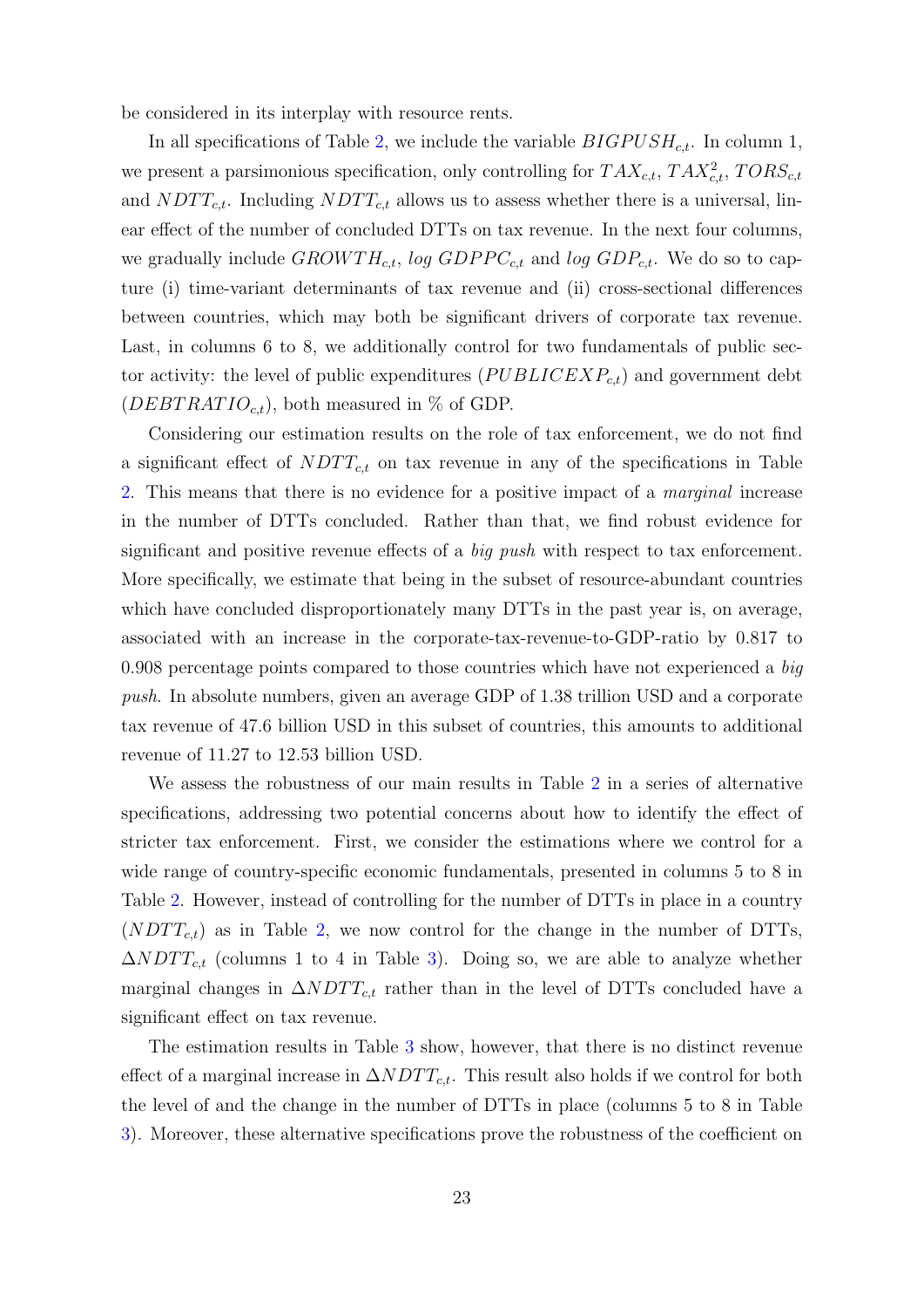be considered in its interplay with resource rents.

In all specifications of Table 2, we include the variable $BIGPUSH_{c,t}$. In column 1, we present a parsimonious specification, only controlling for $TAX_{c,t}$, $TAX^2_{c,t}$, $TORS_{c,t}$ and $NDTT_{c,t}$. Including $NDTT_{c,t}$ allows us to assess whether there is a universal, linear effect of the number of concluded DTTs on tax revenue. In the next four columns, we gradually include $GROWTH_{c,t}$, $log\ GDPPC_{c,t}$ and $log\ GDP_{c,t}$. We do so to capture (i) time-variant determinants of tax revenue and (ii) cross-sectional differences between countries, which may both be significant drivers of corporate tax revenue. Last, in columns 6 to 8, we additionally control for two fundamentals of public sector activity: the level of public expenditures ($PUBLICEXP_{c,t}$) and government debt ($DEBTRATIO_{c,t}$), both measured in % of GDP.

Considering our estimation results on the role of tax enforcement, we do not find a significant effect of $NDTT_{c,t}$ on tax revenue in any of the specifications in Table 2. This means that there is no evidence for a positive impact of a *marginal* increase in the number of DTTs concluded. Rather than that, we find robust evidence for significant and positive revenue effects of a *big push* with respect to tax enforcement. More specifically, we estimate that being in the subset of resource-abundant countries which have concluded disproportionately many DTTs in the past year is, on average, associated with an increase in the corporate-tax-revenue-to-GDP-ratio by 0.817 to 0.908 percentage points compared to those countries which have not experienced a *big push*. In absolute numbers, given an average GDP of 1.38 trillion USD and a corporate tax revenue of 47.6 billion USD in this subset of countries, this amounts to additional revenue of 11.27 to 12.53 billion USD.

We assess the robustness of our main results in Table 2 in a series of alternative specifications, addressing two potential concerns about how to identify the effect of stricter tax enforcement. First, we consider the estimations where we control for a wide range of country-specific economic fundamentals, presented in columns 5 to 8 in Table 2. However, instead of controlling for the number of DTTs in place in a country ($NDTT_{c,t}$) as in Table 2, we now control for the change in the number of DTTs, $\Delta NDTT_{c,t}$ (columns 1 to 4 in Table 3). Doing so, we are able to analyze whether marginal changes in $\Delta NDTT_{c,t}$ rather than in the level of DTTs concluded have a significant effect on tax revenue.

The estimation results in Table 3 show, however, that there is no distinct revenue effect of a marginal increase in $\Delta NDTT_{c,t}$. This result also holds if we control for both the level of and the change in the number of DTTs in place (columns 5 to 8 in Table 3). Moreover, these alternative specifications prove the robustness of the coefficient on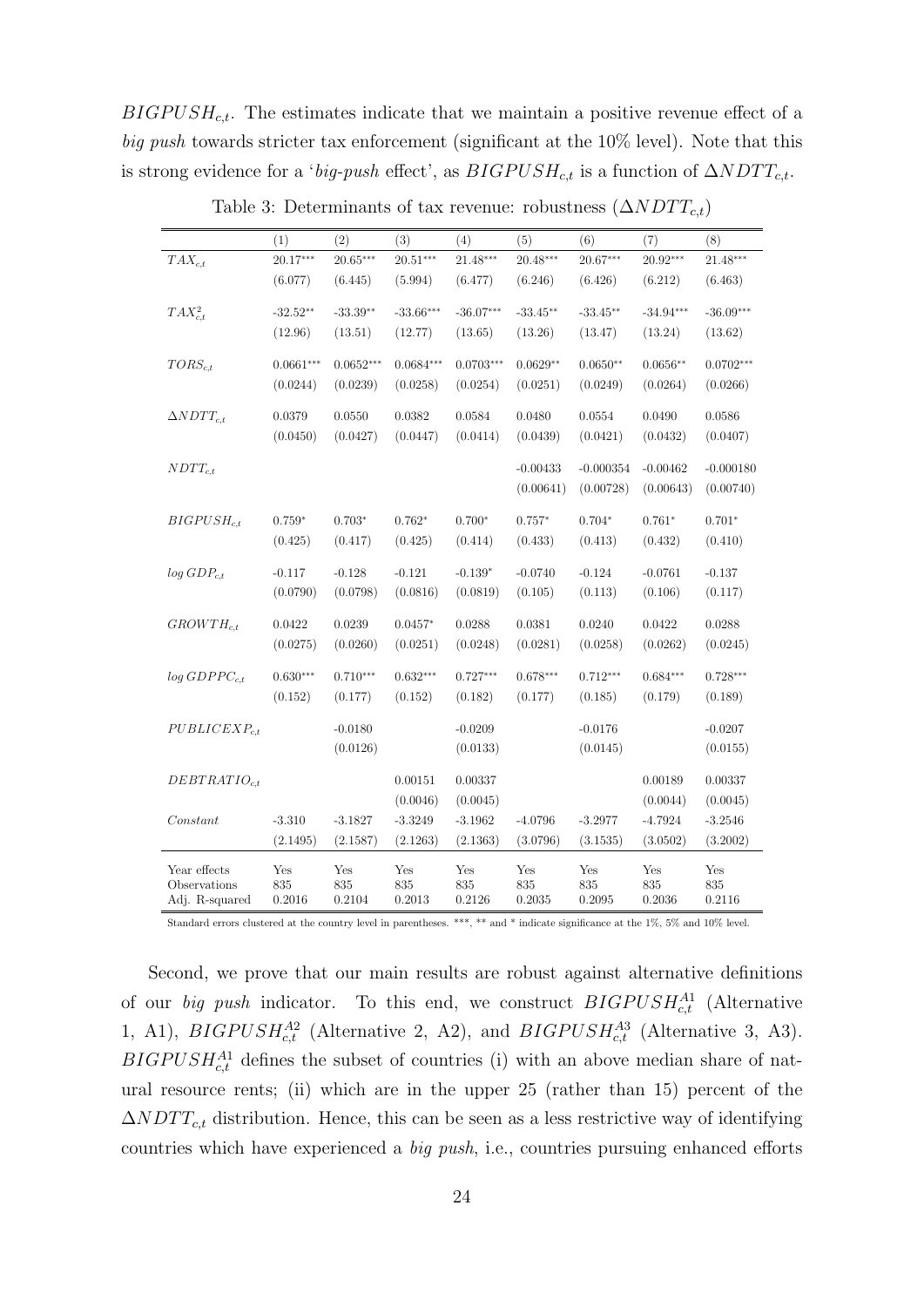$BIGPUSH_{c,t}$. The estimates indicate that we maintain a positive revenue effect of a *big push* towards stricter tax enforcement (significant at the 10% level). Note that this is strong evidence for a '*big-push* effect', as $BIGPUSH_{c,t}$ is a function of $\Delta NDTT_{c,t}$.

Table 3: Determinants of tax revenue: robustness ($\Delta NDTT_{c,t}$)

| | (1) | (2) | (3) | (4) | (5) | (6) | (7) | (8) |
|---|---|---|---|---|---|---|---|---|
| $TAX_{c,t}$ | 20.17*** | 20.65*** | 20.51*** | 21.48*** | 20.48*** | 20.67*** | 20.92*** | 21.48*** |
| | (6.077) | (6.445) | (5.994) | (6.477) | (6.246) | (6.426) | (6.212) | (6.463) |
| $TAX^2_{c,t}$ | -32.52** | -33.39** | -33.66*** | -36.07*** | -33.45** | -33.45** | -34.94*** | -36.09*** |
| | (12.96) | (13.51) | (12.77) | (13.65) | (13.26) | (13.47) | (13.24) | (13.62) |
| $TORS_{c,t}$ | 0.0661*** | 0.0652*** | 0.0684*** | 0.0703*** | 0.0629** | 0.0650** | 0.0656** | 0.0702*** |
| | (0.0244) | (0.0239) | (0.0258) | (0.0254) | (0.0251) | (0.0249) | (0.0264) | (0.0266) |
| $\Delta NDTT_{c,t}$ | 0.0379 | 0.0550 | 0.0382 | 0.0584 | 0.0480 | 0.0554 | 0.0490 | 0.0586 |
| | (0.0450) | (0.0427) | (0.0447) | (0.0414) | (0.0439) | (0.0421) | (0.0432) | (0.0407) |
| $NDTT_{c,t}$ | | | | | -0.00433 | -0.000354 | -0.00462 | -0.000180 |
| | | | | | (0.00641) | (0.00728) | (0.00643) | (0.00740) |
| $BIGPUSH_{c,t}$ | 0.759* | 0.703* | 0.762* | 0.700* | 0.757* | 0.704* | 0.761* | 0.701* |
| | (0.425) | (0.417) | (0.425) | (0.414) | (0.433) | (0.413) | (0.432) | (0.410) |
| $log\, GDP_{c,t}$ | -0.117 | -0.128 | -0.121 | -0.139* | -0.0740 | -0.124 | -0.0761 | -0.137 |
| | (0.0790) | (0.0798) | (0.0816) | (0.0819) | (0.105) | (0.113) | (0.106) | (0.117) |
| $GROWTH_{c,t}$ | 0.0422 | 0.0239 | 0.0457* | 0.0288 | 0.0381 | 0.0240 | 0.0422 | 0.0288 |
| | (0.0275) | (0.0260) | (0.0251) | (0.0248) | (0.0281) | (0.0258) | (0.0262) | (0.0245) |
| $log\, GDPPC_{c,t}$ | 0.630*** | 0.710*** | 0.632*** | 0.727*** | 0.678*** | 0.712*** | 0.684*** | 0.728*** |
| | (0.152) | (0.177) | (0.152) | (0.182) | (0.177) | (0.185) | (0.179) | (0.189) |
| $PUBLICEXP_{c,t}$ | | -0.0180 | | -0.0209 | | -0.0176 | | -0.0207 |
| | | (0.0126) | | (0.0133) | | (0.0145) | | (0.0155) |
| $DEBTRATIO_{c,t}$ | | | 0.00151 | 0.00337 | | | 0.00189 | 0.00337 |
| | | | (0.0046) | (0.0045) | | | (0.0044) | (0.0045) |
| $Constant$ | -3.310 | -3.1827 | -3.3249 | -3.1962 | -4.0796 | -3.2977 | -4.7924 | -3.2546 |
| | (2.1495) | (2.1587) | (2.1263) | (2.1363) | (3.0796) | (3.1535) | (3.0502) | (3.2002) |
| Year effects | Yes | Yes | Yes | Yes | Yes | Yes | Yes | Yes |
| Observations | 835 | 835 | 835 | 835 | 835 | 835 | 835 | 835 |
| Adj. R-squared | 0.2016 | 0.2104 | 0.2013 | 0.2126 | 0.2035 | 0.2095 | 0.2036 | 0.2116 |

Standard errors clustered at the country level in parentheses. ***, ** and * indicate significance at the 1%, 5% and 10% level.

Second, we prove that our main results are robust against alternative definitions of our *big push* indicator. To this end, we construct $BIGPUSH^{A1}_{c,t}$ (Alternative 1, A1), $BIGPUSH^{A2}_{c,t}$ (Alternative 2, A2), and $BIGPUSH^{A3}_{c,t}$ (Alternative 3, A3). $BIGPUSH^{A1}_{c,t}$ defines the subset of countries (i) with an above median share of natural resource rents; (ii) which are in the upper 25 (rather than 15) percent of the $\Delta NDTT_{c,t}$ distribution. Hence, this can be seen as a less restrictive way of identifying countries which have experienced a *big push*, i.e., countries pursuing enhanced efforts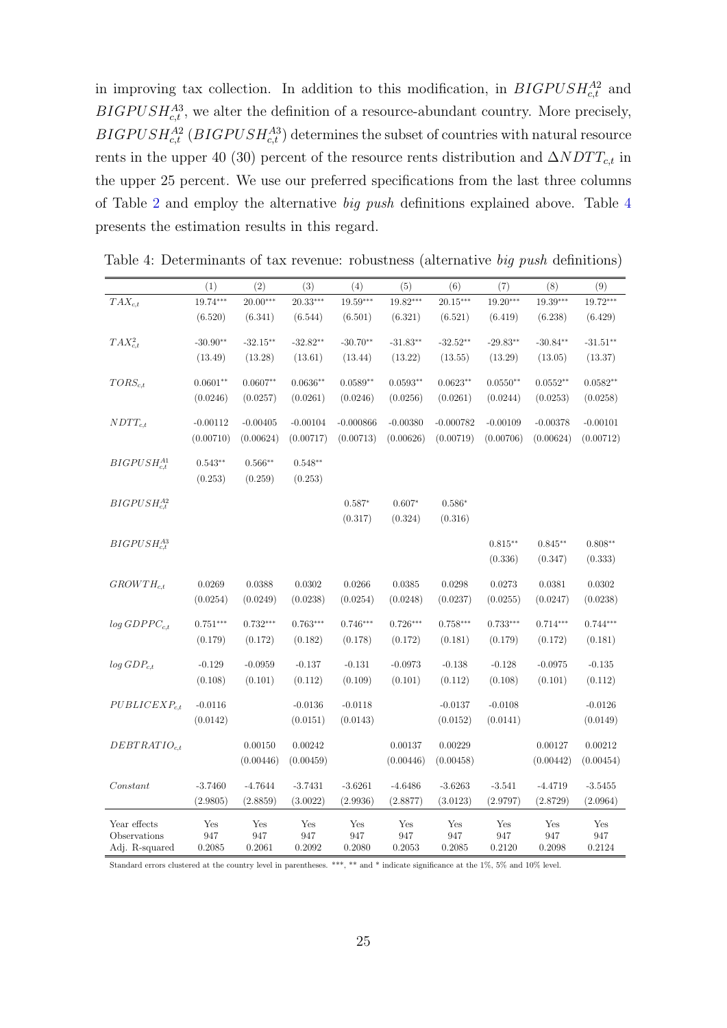in improving tax collection. In addition to this modification, in $BIGPUSH^{A2}_{c,t}$ and $BIGPUSH^{A3}_{c,t}$, we alter the definition of a resource-abundant country. More precisely, $BIGPUSH^{A2}_{c,t}$ ($BIGPUSH^{A3}_{c,t}$) determines the subset of countries with natural resource rents in the upper 40 (30) percent of the resource rents distribution and $\Delta NDTT_{c,t}$ in the upper 25 percent. We use our preferred specifications from the last three columns of Table 2 and employ the alternative *big push* definitions explained above. Table 4 presents the estimation results in this regard.

Table 4: Determinants of tax revenue: robustness (alternative *big push* definitions)

| | (1) | (2) | (3) | (4) | (5) | (6) | (7) | (8) | (9) |
|---|---|---|---|---|---|---|---|---|---|
| $TAX_{c,t}$ | 19.74*** | 20.00*** | 20.33*** | 19.59*** | 19.82*** | 20.15*** | 19.20*** | 19.39*** | 19.72*** |
| | (6.520) | (6.341) | (6.544) | (6.501) | (6.321) | (6.521) | (6.419) | (6.238) | (6.429) |
| $TAX^2_{c,t}$ | -30.90** | -32.15** | -32.82** | -30.70** | -31.83** | -32.52** | -29.83** | -30.84** | -31.51** |
| | (13.49) | (13.28) | (13.61) | (13.44) | (13.22) | (13.55) | (13.29) | (13.05) | (13.37) |
| $TORS_{c,t}$ | 0.0601** | 0.0607** | 0.0636** | 0.0589** | 0.0593** | 0.0623** | 0.0550** | 0.0552** | 0.0582** |
| | (0.0246) | (0.0257) | (0.0261) | (0.0246) | (0.0256) | (0.0261) | (0.0244) | (0.0253) | (0.0258) |
| $NDTT_{c,t}$ | -0.00112 | -0.00405 | -0.00104 | -0.000866 | -0.00380 | -0.000782 | -0.00109 | -0.00378 | -0.00101 |
| | (0.00710) | (0.00624) | (0.00717) | (0.00713) | (0.00626) | (0.00719) | (0.00706) | (0.00624) | (0.00712) |
| $BIGPUSH^{A1}_{c,t}$ | 0.543** | 0.566** | 0.548** | | | | | | |
| | (0.253) | (0.259) | (0.253) | | | | | | |
| $BIGPUSH^{A2}_{c,t}$ | | | | 0.587* | 0.607* | 0.586* | | | |
| | | | | (0.317) | (0.324) | (0.316) | | | |
| $BIGPUSH^{A3}_{c,t}$ | | | | | | | 0.815** | 0.845** | 0.808** |
| | | | | | | | (0.336) | (0.347) | (0.333) |
| $GROWTH_{c,t}$ | 0.0269 | 0.0388 | 0.0302 | 0.0266 | 0.0385 | 0.0298 | 0.0273 | 0.0381 | 0.0302 |
| | (0.0254) | (0.0249) | (0.0238) | (0.0254) | (0.0248) | (0.0237) | (0.0255) | (0.0247) | (0.0238) |
| $log\,GDPPC_{c,t}$ | 0.751*** | 0.732*** | 0.763*** | 0.746*** | 0.726*** | 0.758*** | 0.733*** | 0.714*** | 0.744*** |
| | (0.179) | (0.172) | (0.182) | (0.178) | (0.172) | (0.181) | (0.179) | (0.172) | (0.181) |
| $log\,GDP_{c,t}$ | -0.129 | -0.0959 | -0.137 | -0.131 | -0.0973 | -0.138 | -0.128 | -0.0975 | -0.135 |
| | (0.108) | (0.101) | (0.112) | (0.109) | (0.101) | (0.112) | (0.108) | (0.101) | (0.112) |
| $PUBLICEXP_{c,t}$ | -0.0116 | | -0.0136 | -0.0118 | | -0.0137 | -0.0108 | | -0.0126 |
| | (0.0142) | | (0.0151) | (0.0143) | | (0.0152) | (0.0141) | | (0.0149) |
| $DEBTRATIO_{c,t}$ | | 0.00150 | 0.00242 | | 0.00137 | 0.00229 | | 0.00127 | 0.00212 |
| | | (0.00446) | (0.00459) | | (0.00446) | (0.00458) | | (0.00442) | (0.00454) |
| $Constant$ | -3.7460 | -4.7644 | -3.7431 | -3.6261 | -4.6486 | -3.6263 | -3.541 | -4.4719 | -3.5455 |
| | (2.9805) | (2.8859) | (3.0022) | (2.9936) | (2.8877) | (3.0123) | (2.9797) | (2.8729) | (2.0964) |
| Year effects | Yes | Yes | Yes | Yes | Yes | Yes | Yes | Yes | Yes |
| Observations | 947 | 947 | 947 | 947 | 947 | 947 | 947 | 947 | 947 |
| Adj. R-squared | 0.2085 | 0.2061 | 0.2092 | 0.2080 | 0.2053 | 0.2085 | 0.2120 | 0.2098 | 0.2124 |

Standard errors clustered at the country level in parentheses. ***, ** and * indicate significance at the 1%, 5% and 10% level.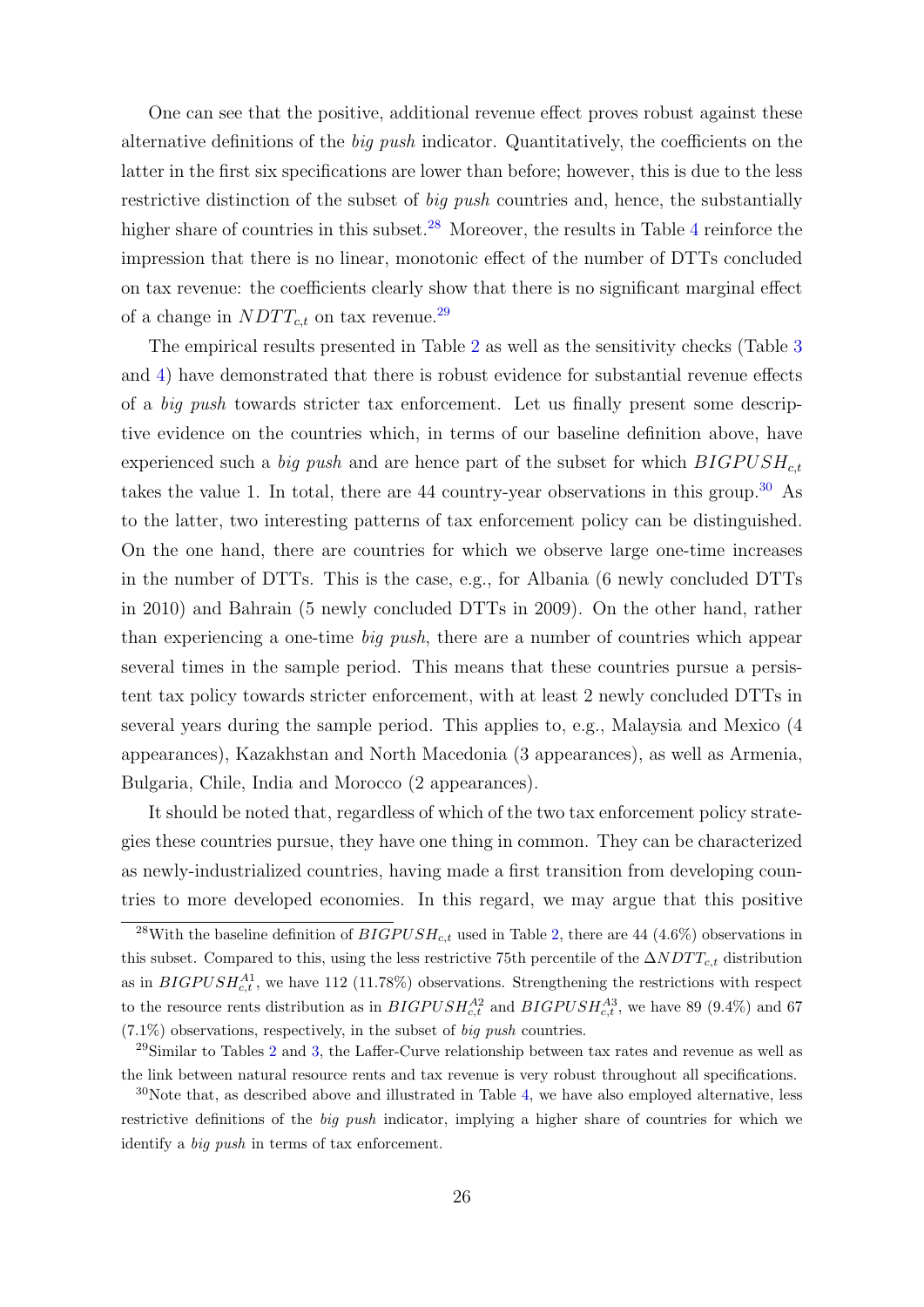One can see that the positive, additional revenue effect proves robust against these alternative definitions of the *big push* indicator. Quantitatively, the coefficients on the latter in the first six specifications are lower than before; however, this is due to the less restrictive distinction of the subset of *big push* countries and, hence, the substantially higher share of countries in this subset.[28] Moreover, the results in Table 4 reinforce the impression that there is no linear, monotonic effect of the number of DTTs concluded on tax revenue: the coefficients clearly show that there is no significant marginal effect of a change in $NDTT_{c,t}$ on tax revenue.[29]

The empirical results presented in Table 2 as well as the sensitivity checks (Table 3 and 4) have demonstrated that there is robust evidence for substantial revenue effects of a *big push* towards stricter tax enforcement. Let us finally present some descriptive evidence on the countries which, in terms of our baseline definition above, have experienced such a *big push* and are hence part of the subset for which $BIGPUSH_{c,t}$ takes the value 1. In total, there are 44 country-year observations in this group.[30] As to the latter, two interesting patterns of tax enforcement policy can be distinguished. On the one hand, there are countries for which we observe large one-time increases in the number of DTTs. This is the case, e.g., for Albania (6 newly concluded DTTs in 2010) and Bahrain (5 newly concluded DTTs in 2009). On the other hand, rather than experiencing a one-time *big push*, there are a number of countries which appear several times in the sample period. This means that these countries pursue a persistent tax policy towards stricter enforcement, with at least 2 newly concluded DTTs in several years during the sample period. This applies to, e.g., Malaysia and Mexico (4 appearances), Kazakhstan and North Macedonia (3 appearances), as well as Armenia, Bulgaria, Chile, India and Morocco (2 appearances).

It should be noted that, regardless of which of the two tax enforcement policy strategies these countries pursue, they have one thing in common. They can be characterized as newly-industrialized countries, having made a first transition from developing countries to more developed economies. In this regard, we may argue that this positive

---

[28] With the baseline definition of $BIGPUSH_{c,t}$ used in Table 2, there are 44 (4.6%) observations in this subset. Compared to this, using the less restrictive 75th percentile of the $\Delta NDTT_{c,t}$ distribution as in $BIGPUSH^{A1}_{c,t}$, we have 112 (11.78%) observations. Strengthening the restrictions with respect to the resource rents distribution as in $BIGPUSH^{A2}_{c,t}$ and $BIGPUSH^{A3}_{c,t}$, we have 89 (9.4%) and 67 (7.1%) observations, respectively, in the subset of *big push* countries.

[29] Similar to Tables 2 and 3, the Laffer-Curve relationship between tax rates and revenue as well as the link between natural resource rents and tax revenue is very robust throughout all specifications.

[30] Note that, as described above and illustrated in Table 4, we have also employed alternative, less restrictive definitions of the *big push* indicator, implying a higher share of countries for which we identify a *big push* in terms of tax enforcement.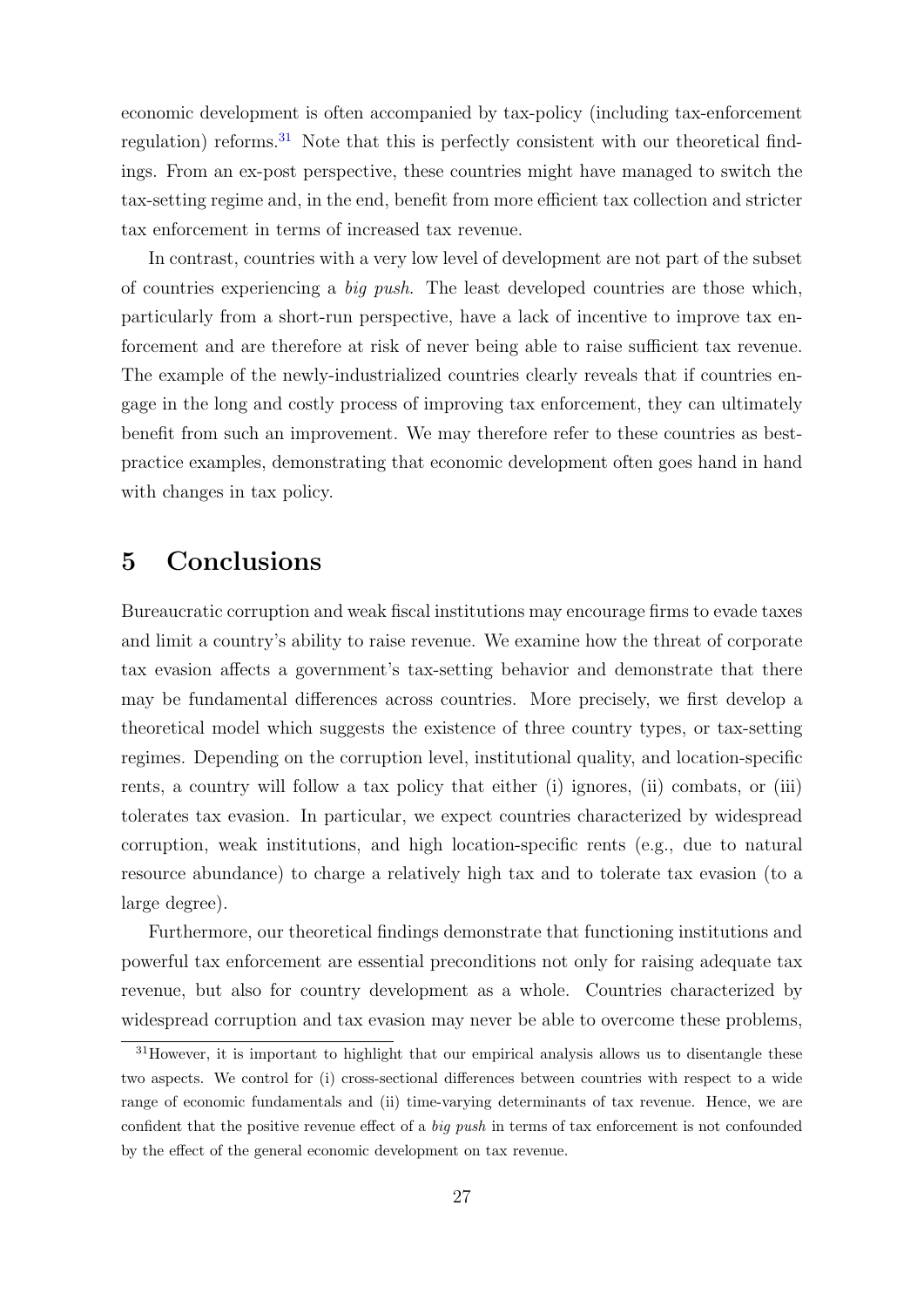economic development is often accompanied by tax-policy (including tax-enforcement regulation) reforms.[31] Note that this is perfectly consistent with our theoretical findings. From an ex-post perspective, these countries might have managed to switch the tax-setting regime and, in the end, benefit from more efficient tax collection and stricter tax enforcement in terms of increased tax revenue.

In contrast, countries with a very low level of development are not part of the subset of countries experiencing a *big push*. The least developed countries are those which, particularly from a short-run perspective, have a lack of incentive to improve tax enforcement and are therefore at risk of never being able to raise sufficient tax revenue. The example of the newly-industrialized countries clearly reveals that if countries engage in the long and costly process of improving tax enforcement, they can ultimately benefit from such an improvement. We may therefore refer to these countries as best-practice examples, demonstrating that economic development often goes hand in hand with changes in tax policy.

# 5 Conclusions

Bureaucratic corruption and weak fiscal institutions may encourage firms to evade taxes and limit a country's ability to raise revenue. We examine how the threat of corporate tax evasion affects a government's tax-setting behavior and demonstrate that there may be fundamental differences across countries. More precisely, we first develop a theoretical model which suggests the existence of three country types, or tax-setting regimes. Depending on the corruption level, institutional quality, and location-specific rents, a country will follow a tax policy that either (i) ignores, (ii) combats, or (iii) tolerates tax evasion. In particular, we expect countries characterized by widespread corruption, weak institutions, and high location-specific rents (e.g., due to natural resource abundance) to charge a relatively high tax and to tolerate tax evasion (to a large degree).

Furthermore, our theoretical findings demonstrate that functioning institutions and powerful tax enforcement are essential preconditions not only for raising adequate tax revenue, but also for country development as a whole. Countries characterized by widespread corruption and tax evasion may never be able to overcome these problems,

[31] However, it is important to highlight that our empirical analysis allows us to disentangle these two aspects. We control for (i) cross-sectional differences between countries with respect to a wide range of economic fundamentals and (ii) time-varying determinants of tax revenue. Hence, we are confident that the positive revenue effect of a *big push* in terms of tax enforcement is not confounded by the effect of the general economic development on tax revenue.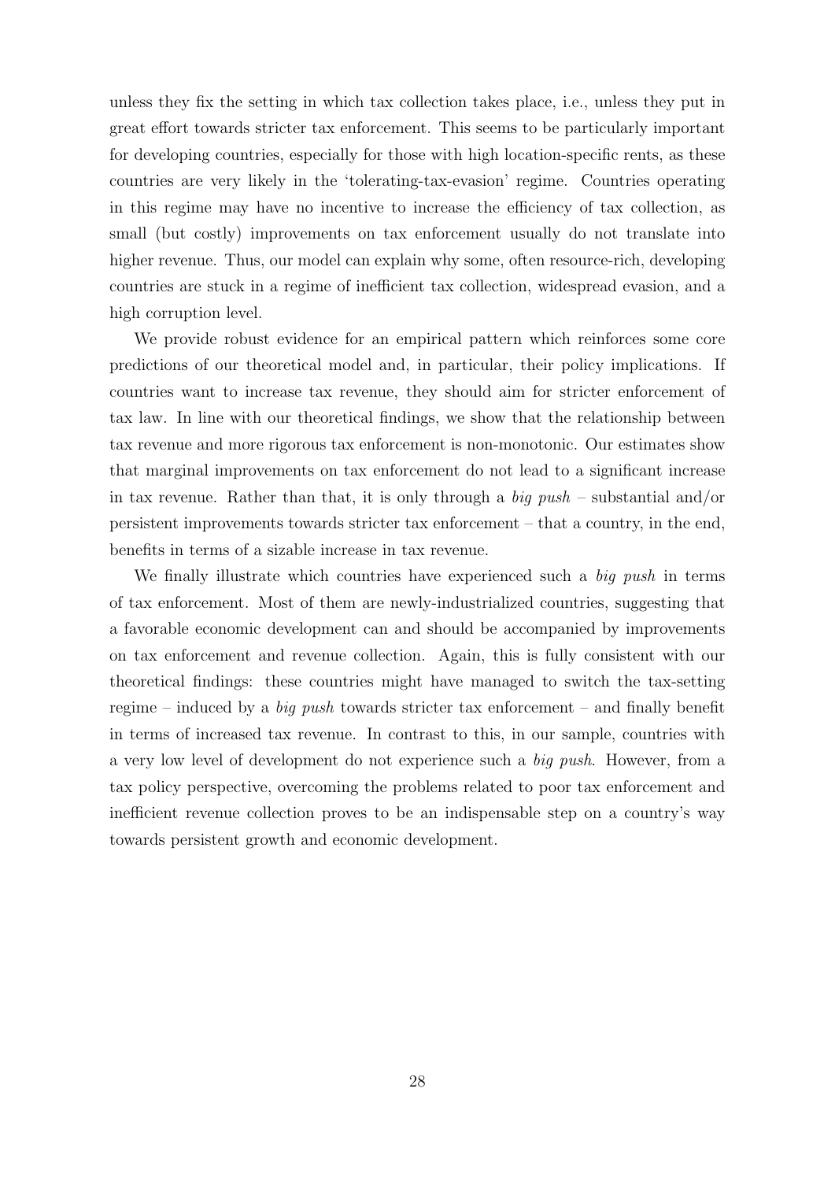unless they fix the setting in which tax collection takes place, i.e., unless they put in great effort towards stricter tax enforcement. This seems to be particularly important for developing countries, especially for those with high location-specific rents, as these countries are very likely in the 'tolerating-tax-evasion' regime. Countries operating in this regime may have no incentive to increase the efficiency of tax collection, as small (but costly) improvements on tax enforcement usually do not translate into higher revenue. Thus, our model can explain why some, often resource-rich, developing countries are stuck in a regime of inefficient tax collection, widespread evasion, and a high corruption level.

We provide robust evidence for an empirical pattern which reinforces some core predictions of our theoretical model and, in particular, their policy implications. If countries want to increase tax revenue, they should aim for stricter enforcement of tax law. In line with our theoretical findings, we show that the relationship between tax revenue and more rigorous tax enforcement is non-monotonic. Our estimates show that marginal improvements on tax enforcement do not lead to a significant increase in tax revenue. Rather than that, it is only through a *big push* – substantial and/or persistent improvements towards stricter tax enforcement – that a country, in the end, benefits in terms of a sizable increase in tax revenue.

We finally illustrate which countries have experienced such a *big push* in terms of tax enforcement. Most of them are newly-industrialized countries, suggesting that a favorable economic development can and should be accompanied by improvements on tax enforcement and revenue collection. Again, this is fully consistent with our theoretical findings: these countries might have managed to switch the tax-setting regime – induced by a *big push* towards stricter tax enforcement – and finally benefit in terms of increased tax revenue. In contrast to this, in our sample, countries with a very low level of development do not experience such a *big push*. However, from a tax policy perspective, overcoming the problems related to poor tax enforcement and inefficient revenue collection proves to be an indispensable step on a country's way towards persistent growth and economic development.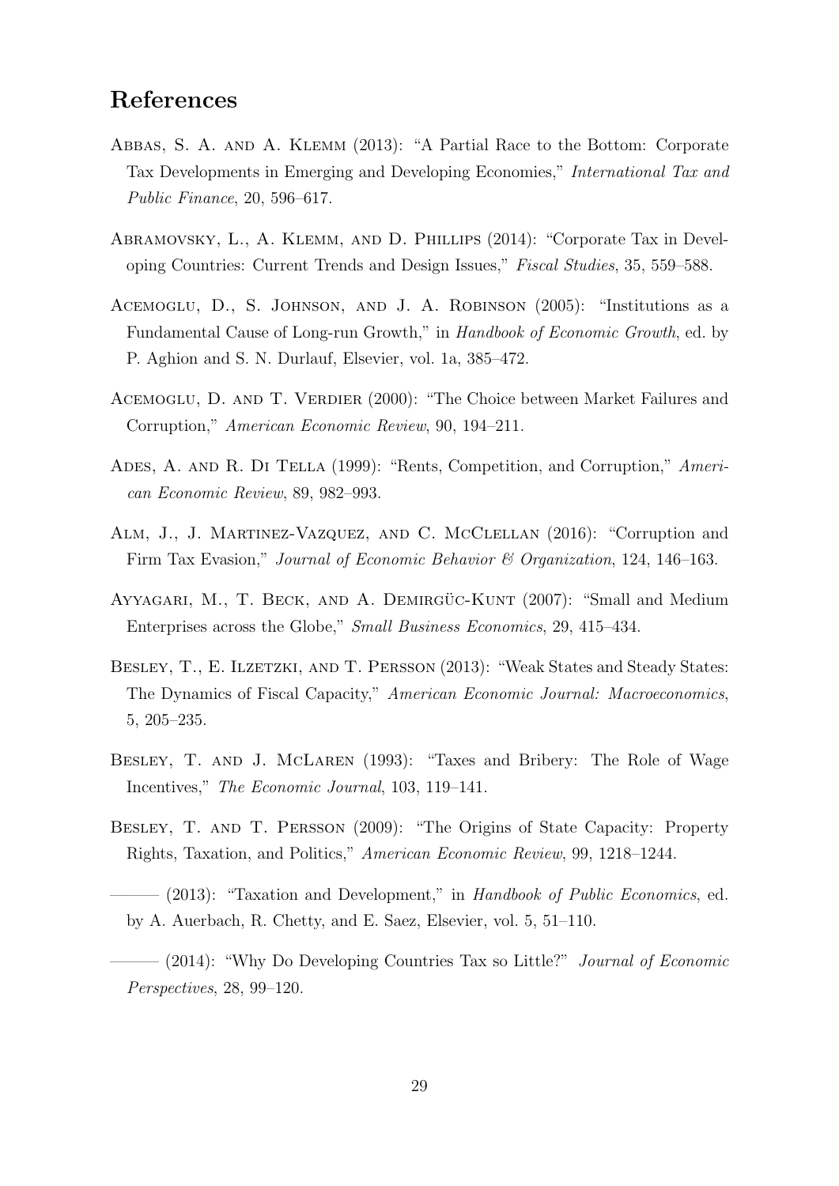## References

Abbas, S. A. and A. Klemm (2013): "A Partial Race to the Bottom: Corporate Tax Developments in Emerging and Developing Economies," *International Tax and Public Finance*, 20, 596–617.

Abramovsky, L., A. Klemm, and D. Phillips (2014): "Corporate Tax in Developing Countries: Current Trends and Design Issues," *Fiscal Studies*, 35, 559–588.

Acemoglu, D., S. Johnson, and J. A. Robinson (2005): "Institutions as a Fundamental Cause of Long-run Growth," in *Handbook of Economic Growth*, ed. by P. Aghion and S. N. Durlauf, Elsevier, vol. 1a, 385–472.

Acemoglu, D. and T. Verdier (2000): "The Choice between Market Failures and Corruption," *American Economic Review*, 90, 194–211.

Ades, A. and R. Di Tella (1999): "Rents, Competition, and Corruption," *American Economic Review*, 89, 982–993.

Alm, J., J. Martinez-Vazquez, and C. McClellan (2016): "Corruption and Firm Tax Evasion," *Journal of Economic Behavior & Organization*, 124, 146–163.

Ayyagari, M., T. Beck, and A. Demirgüc-Kunt (2007): "Small and Medium Enterprises across the Globe," *Small Business Economics*, 29, 415–434.

Besley, T., E. Ilzetzki, and T. Persson (2013): "Weak States and Steady States: The Dynamics of Fiscal Capacity," *American Economic Journal: Macroeconomics*, 5, 205–235.

Besley, T. and J. McLaren (1993): "Taxes and Bribery: The Role of Wage Incentives," *The Economic Journal*, 103, 119–141.

Besley, T. and T. Persson (2009): "The Origins of State Capacity: Property Rights, Taxation, and Politics," *American Economic Review*, 99, 1218–1244.

——— (2013): "Taxation and Development," in *Handbook of Public Economics*, ed. by A. Auerbach, R. Chetty, and E. Saez, Elsevier, vol. 5, 51–110.

——— (2014): "Why Do Developing Countries Tax so Little?" *Journal of Economic Perspectives*, 28, 99–120.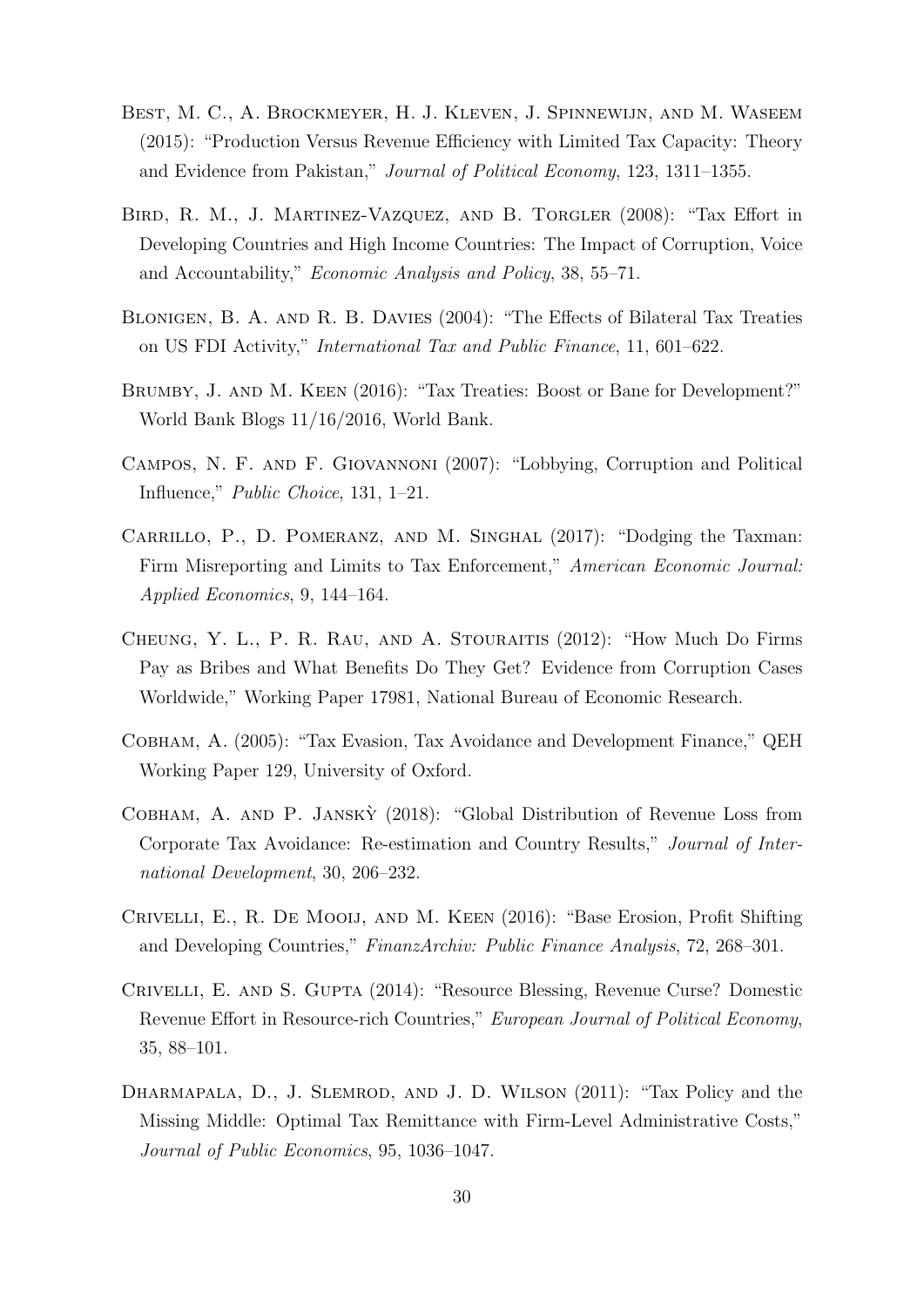Best, M. C., A. Brockmeyer, H. J. Kleven, J. Spinnewijn, and M. Waseem (2015): "Production Versus Revenue Efficiency with Limited Tax Capacity: Theory and Evidence from Pakistan," *Journal of Political Economy*, 123, 1311–1355.

Bird, R. M., J. Martinez-Vazquez, and B. Torgler (2008): "Tax Effort in Developing Countries and High Income Countries: The Impact of Corruption, Voice and Accountability," *Economic Analysis and Policy*, 38, 55–71.

Blonigen, B. A. and R. B. Davies (2004): "The Effects of Bilateral Tax Treaties on US FDI Activity," *International Tax and Public Finance*, 11, 601–622.

Brumby, J. and M. Keen (2016): "Tax Treaties: Boost or Bane for Development?" World Bank Blogs 11/16/2016, World Bank.

Campos, N. F. and F. Giovannoni (2007): "Lobbying, Corruption and Political Influence," *Public Choice*, 131, 1–21.

Carrillo, P., D. Pomeranz, and M. Singhal (2017): "Dodging the Taxman: Firm Misreporting and Limits to Tax Enforcement," *American Economic Journal: Applied Economics*, 9, 144–164.

Cheung, Y. L., P. R. Rau, and A. Stouraitis (2012): "How Much Do Firms Pay as Bribes and What Benefits Do They Get? Evidence from Corruption Cases Worldwide," Working Paper 17981, National Bureau of Economic Research.

Cobham, A. (2005): "Tax Evasion, Tax Avoidance and Development Finance," QEH Working Paper 129, University of Oxford.

Cobham, A. and P. Janskỳ (2018): "Global Distribution of Revenue Loss from Corporate Tax Avoidance: Re-estimation and Country Results," *Journal of International Development*, 30, 206–232.

Crivelli, E., R. De Mooij, and M. Keen (2016): "Base Erosion, Profit Shifting and Developing Countries," *FinanzArchiv: Public Finance Analysis*, 72, 268–301.

Crivelli, E. and S. Gupta (2014): "Resource Blessing, Revenue Curse? Domestic Revenue Effort in Resource-rich Countries," *European Journal of Political Economy*, 35, 88–101.

Dharmapala, D., J. Slemrod, and J. D. Wilson (2011): "Tax Policy and the Missing Middle: Optimal Tax Remittance with Firm-Level Administrative Costs," *Journal of Public Economics*, 95, 1036–1047.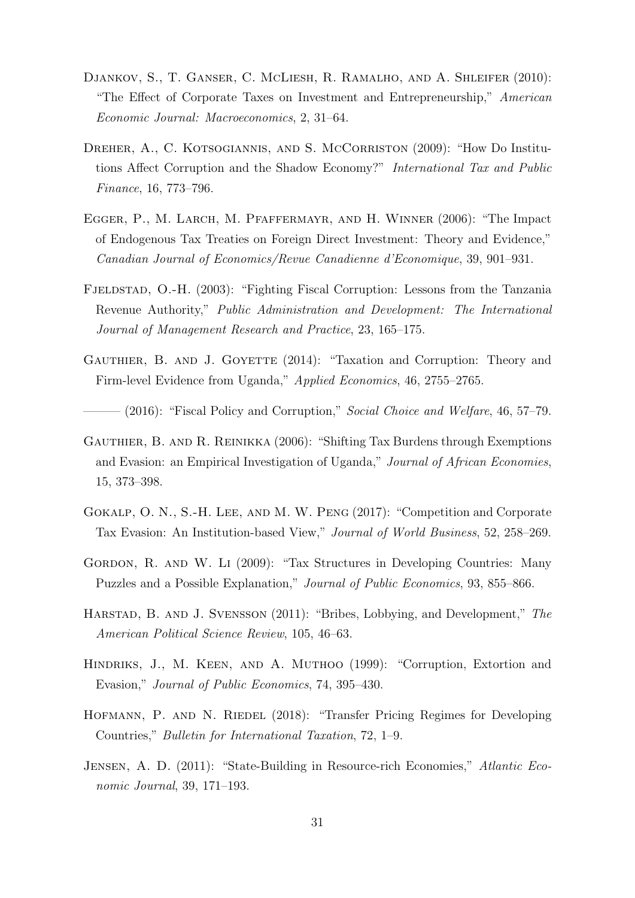Djankov, S., T. Ganser, C. McLiesh, R. Ramalho, and A. Shleifer (2010): "The Effect of Corporate Taxes on Investment and Entrepreneurship," *American Economic Journal: Macroeconomics*, 2, 31–64.

Dreher, A., C. Kotsogiannis, and S. McCorriston (2009): "How Do Institutions Affect Corruption and the Shadow Economy?" *International Tax and Public Finance*, 16, 773–796.

Egger, P., M. Larch, M. Pfaffermayr, and H. Winner (2006): "The Impact of Endogenous Tax Treaties on Foreign Direct Investment: Theory and Evidence," *Canadian Journal of Economics/Revue Canadienne d'Economique*, 39, 901–931.

Fjeldstad, O.-H. (2003): "Fighting Fiscal Corruption: Lessons from the Tanzania Revenue Authority," *Public Administration and Development: The International Journal of Management Research and Practice*, 23, 165–175.

Gauthier, B. and J. Goyette (2014): "Taxation and Corruption: Theory and Firm-level Evidence from Uganda," *Applied Economics*, 46, 2755–2765.

——— (2016): "Fiscal Policy and Corruption," *Social Choice and Welfare*, 46, 57–79.

Gauthier, B. and R. Reinikka (2006): "Shifting Tax Burdens through Exemptions and Evasion: an Empirical Investigation of Uganda," *Journal of African Economies*, 15, 373–398.

Gokalp, O. N., S.-H. Lee, and M. W. Peng (2017): "Competition and Corporate Tax Evasion: An Institution-based View," *Journal of World Business*, 52, 258–269.

Gordon, R. and W. Li (2009): "Tax Structures in Developing Countries: Many Puzzles and a Possible Explanation," *Journal of Public Economics*, 93, 855–866.

Harstad, B. and J. Svensson (2011): "Bribes, Lobbying, and Development," *The American Political Science Review*, 105, 46–63.

Hindriks, J., M. Keen, and A. Muthoo (1999): "Corruption, Extortion and Evasion," *Journal of Public Economics*, 74, 395–430.

Hofmann, P. and N. Riedel (2018): "Transfer Pricing Regimes for Developing Countries," *Bulletin for International Taxation*, 72, 1–9.

Jensen, A. D. (2011): "State-Building in Resource-rich Economies," *Atlantic Economic Journal*, 39, 171–193.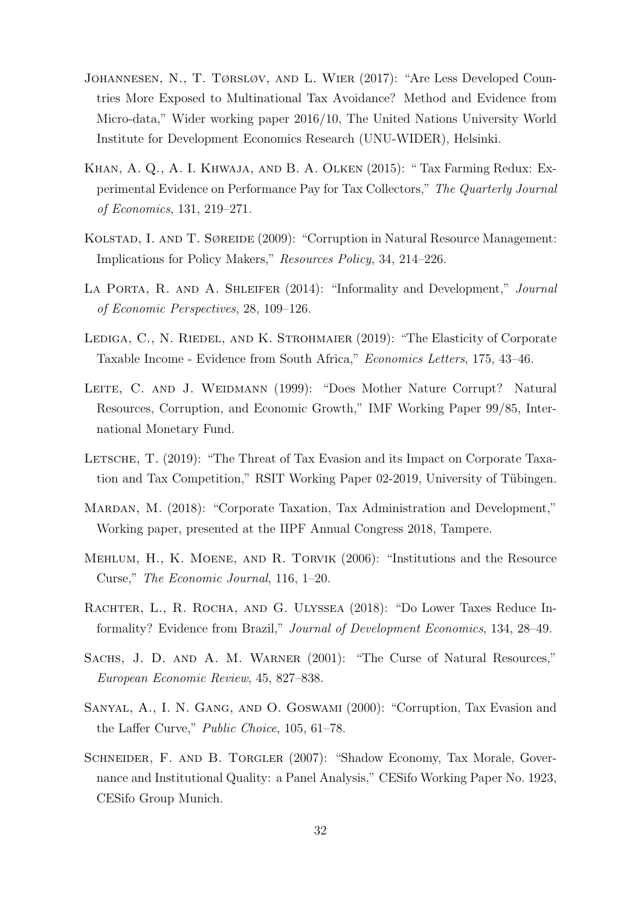Johannesen, N., T. Tørsløv, and L. Wier (2017): "Are Less Developed Countries More Exposed to Multinational Tax Avoidance? Method and Evidence from Micro-data," Wider working paper 2016/10, The United Nations University World Institute for Development Economics Research (UNU-WIDER), Helsinki.

Khan, A. Q., A. I. Khwaja, and B. A. Olken (2015): " Tax Farming Redux: Experimental Evidence on Performance Pay for Tax Collectors," *The Quarterly Journal of Economics*, 131, 219–271.

Kolstad, I. and T. Søreide (2009): "Corruption in Natural Resource Management: Implications for Policy Makers," *Resources Policy*, 34, 214–226.

La Porta, R. and A. Shleifer (2014): "Informality and Development," *Journal of Economic Perspectives*, 28, 109–126.

Lediga, C., N. Riedel, and K. Strohmaier (2019): "The Elasticity of Corporate Taxable Income - Evidence from South Africa," *Economics Letters*, 175, 43–46.

Leite, C. and J. Weidmann (1999): "Does Mother Nature Corrupt? Natural Resources, Corruption, and Economic Growth," IMF Working Paper 99/85, International Monetary Fund.

Letsche, T. (2019): "The Threat of Tax Evasion and its Impact on Corporate Taxation and Tax Competition," RSIT Working Paper 02-2019, University of Tübingen.

Mardan, M. (2018): "Corporate Taxation, Tax Administration and Development," Working paper, presented at the IIPF Annual Congress 2018, Tampere.

Mehlum, H., K. Moene, and R. Torvik (2006): "Institutions and the Resource Curse," *The Economic Journal*, 116, 1–20.

Rachter, L., R. Rocha, and G. Ulyssea (2018): "Do Lower Taxes Reduce Informality? Evidence from Brazil," *Journal of Development Economics*, 134, 28–49.

Sachs, J. D. and A. M. Warner (2001): "The Curse of Natural Resources," *European Economic Review*, 45, 827–838.

Sanyal, A., I. N. Gang, and O. Goswami (2000): "Corruption, Tax Evasion and the Laffer Curve," *Public Choice*, 105, 61–78.

Schneider, F. and B. Torgler (2007): "Shadow Economy, Tax Morale, Governance and Institutional Quality: a Panel Analysis," CESifo Working Paper No. 1923, CESifo Group Munich.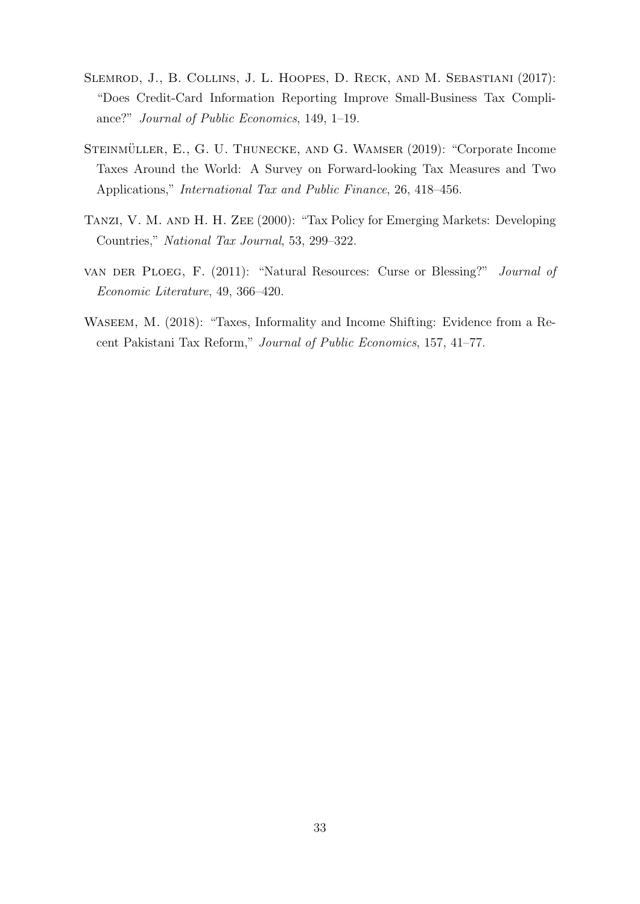Slemrod, J., B. Collins, J. L. Hoopes, D. Reck, and M. Sebastiani (2017): "Does Credit-Card Information Reporting Improve Small-Business Tax Compliance?" *Journal of Public Economics*, 149, 1–19.

Steinmüller, E., G. U. Thunecke, and G. Wamser (2019): "Corporate Income Taxes Around the World: A Survey on Forward-looking Tax Measures and Two Applications," *International Tax and Public Finance*, 26, 418–456.

Tanzi, V. M. and H. H. Zee (2000): "Tax Policy for Emerging Markets: Developing Countries," *National Tax Journal*, 53, 299–322.

van der Ploeg, F. (2011): "Natural Resources: Curse or Blessing?" *Journal of Economic Literature*, 49, 366–420.

Waseem, M. (2018): "Taxes, Informality and Income Shifting: Evidence from a Recent Pakistani Tax Reform," *Journal of Public Economics*, 157, 41–77.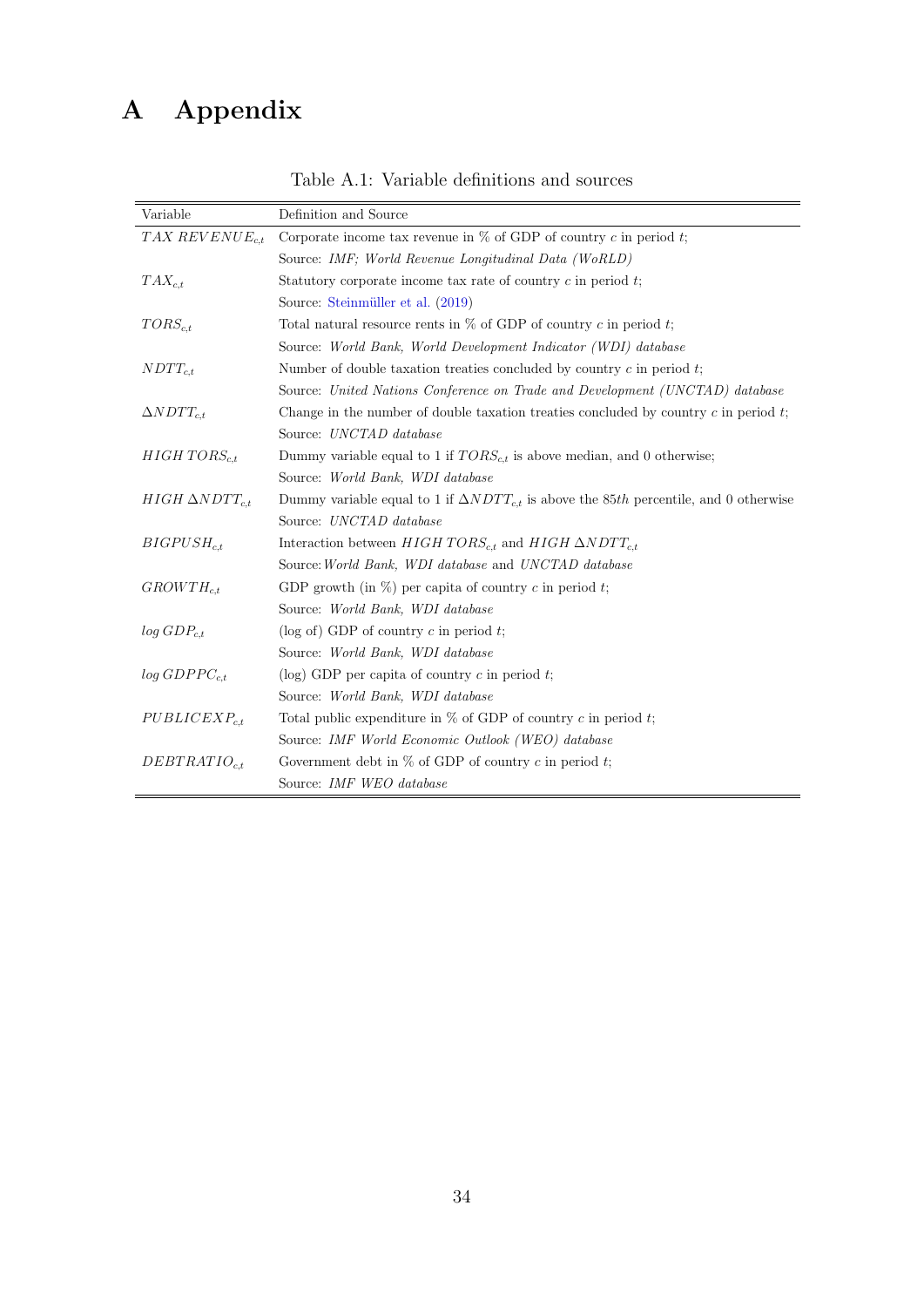# A Appendix

Table A.1: Variable definitions and sources

| Variable | Definition and Source |
|---|---|
| $TAX\ REVENUE_{c,t}$ | Corporate income tax revenue in % of GDP of country $c$ in period $t$; |
| | Source: *IMF; World Revenue Longitudinal Data (WoRLD)* |
| $TAX_{c,t}$ | Statutory corporate income tax rate of country $c$ in period $t$; |
| | Source: Steinmüller et al. (2019) |
| $TORS_{c,t}$ | Total natural resource rents in % of GDP of country $c$ in period $t$; |
| | Source: *World Bank, World Development Indicator (WDI) database* |
| $NDTT_{c,t}$ | Number of double taxation treaties concluded by country $c$ in period $t$; |
| | Source: *United Nations Conference on Trade and Development (UNCTAD) database* |
| $\Delta NDTT_{c,t}$ | Change in the number of double taxation treaties concluded by country $c$ in period $t$; |
| | Source: *UNCTAD database* |
| $HIGH\ TORS_{c,t}$ | Dummy variable equal to 1 if $TORS_{c,t}$ is above median, and 0 otherwise; |
| | Source: *World Bank, WDI database* |
| $HIGH\ \Delta NDTT_{c,t}$ | Dummy variable equal to 1 if $\Delta NDTT_{c,t}$ is above the $85th$ percentile, and 0 otherwise |
| | Source: *UNCTAD database* |
| $BIGPUSH_{c,t}$ | Interaction between $HIGH\ TORS_{c,t}$ and $HIGH\ \Delta NDTT_{c,t}$ |
| | Source: *World Bank, WDI database* and *UNCTAD database* |
| $GROWTH_{c,t}$ | GDP growth (in %) per capita of country $c$ in period $t$; |
| | Source: *World Bank, WDI database* |
| $log\ GDP_{c,t}$ | (log of) GDP of country $c$ in period $t$; |
| | Source: *World Bank, WDI database* |
| $log\ GDPPC_{c,t}$ | (log) GDP per capita of country $c$ in period $t$; |
| | Source: *World Bank, WDI database* |
| $PUBLICEXP_{c,t}$ | Total public expenditure in % of GDP of country $c$ in period $t$; |
| | Source: *IMF World Economic Outlook (WEO) database* |
| $DEBTRATIO_{c,t}$ | Government debt in % of GDP of country $c$ in period $t$; |
| | Source: *IMF WEO database* |